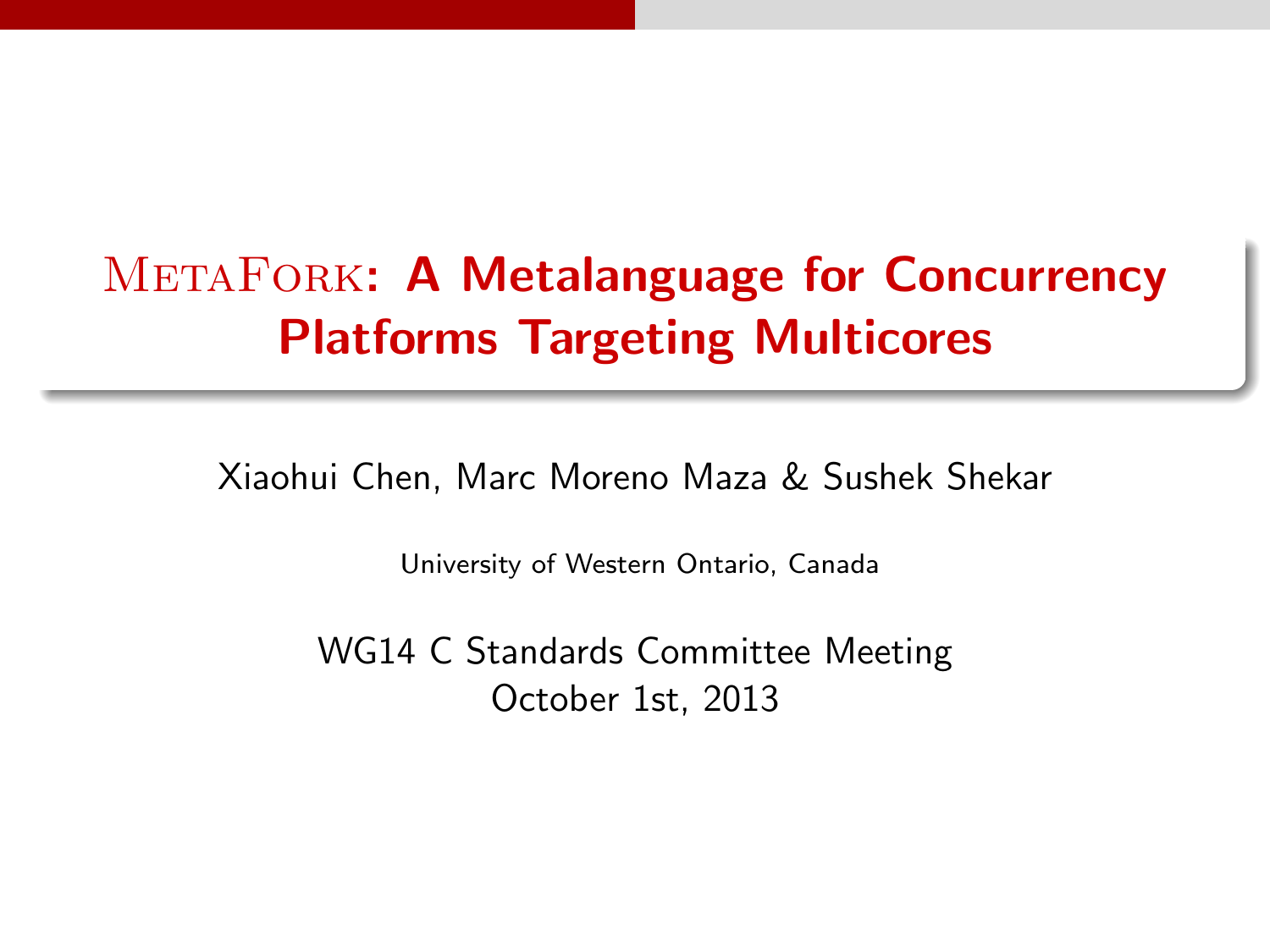# MetaFork: A Metalanguage for Concurrency Platforms Targeting Multicores

Xiaohui Chen, Marc Moreno Maza & Sushek Shekar

University of Western Ontario, Canada

WG14 C Standards Committee Meeting
October 1st, 2013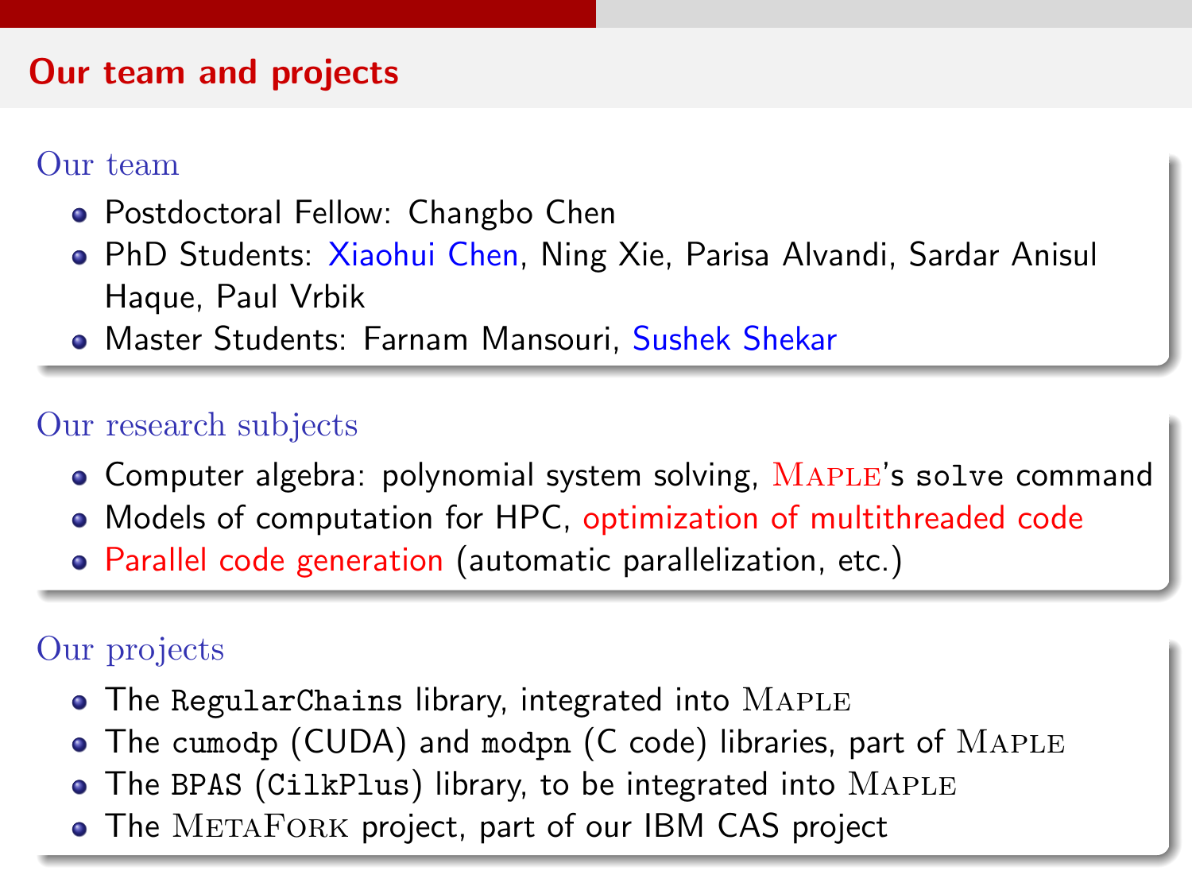## Our team and projects

### Our team

- Postdoctoral Fellow: Changbo Chen
- PhD Students: Xiaohui Chen, Ning Xie, Parisa Alvandi, Sardar Anisul Haque, Paul Vrbik
- Master Students: Farnam Mansouri, Sushek Shekar

### Our research subjects

- Computer algebra: polynomial system solving, MAPLE's `solve` command
- Models of computation for HPC, optimization of multithreaded code
- Parallel code generation (automatic parallelization, etc.)

### Our projects

- The `RegularChains` library, integrated into MAPLE
- The `cumodp` (CUDA) and `modpn` (C code) libraries, part of MAPLE
- The `BPAS` (`CilkPlus`) library, to be integrated into MAPLE
- The METAFORK project, part of our IBM CAS project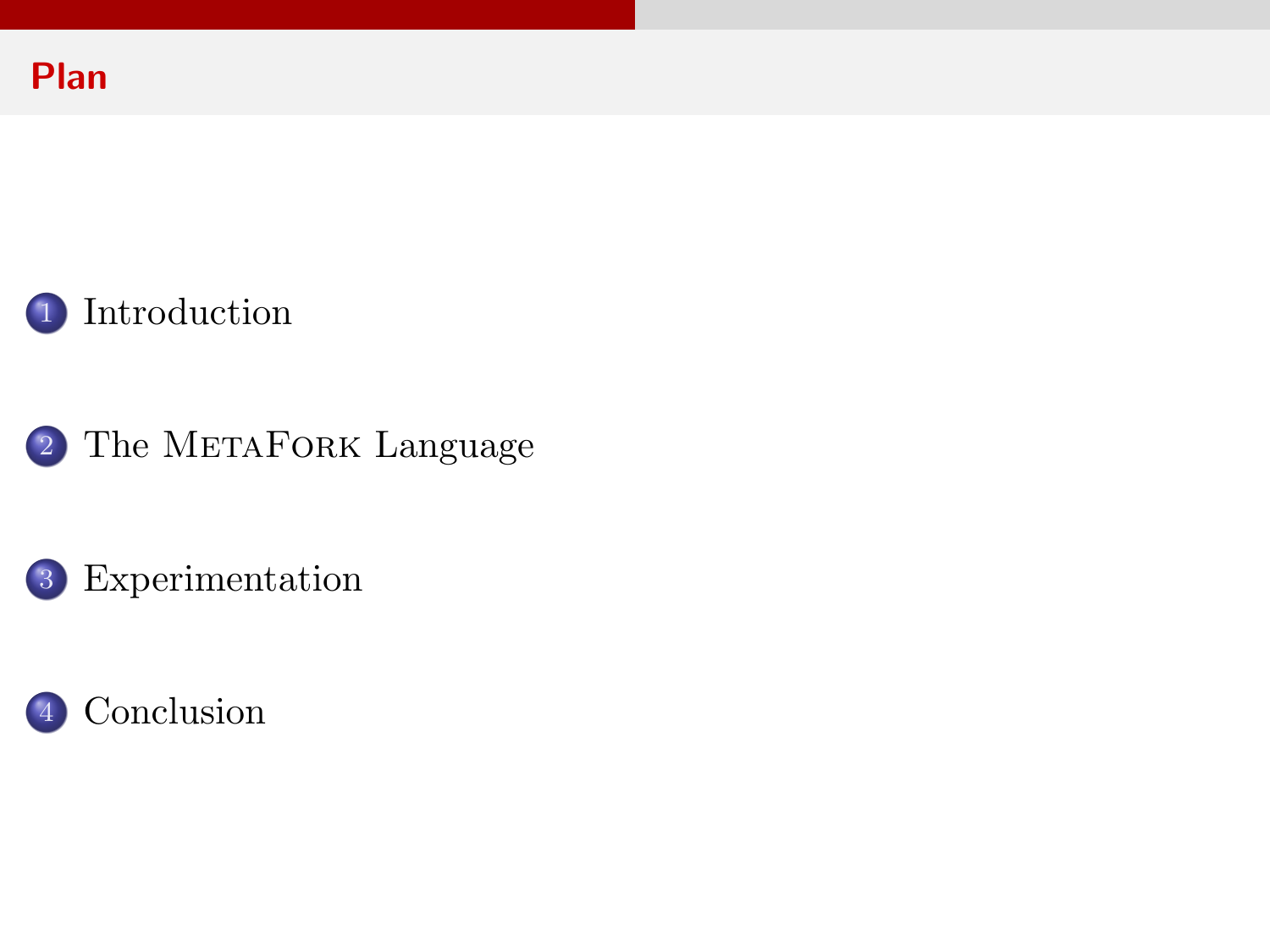## Plan

1. Introduction
2. The MetaFork Language
3. Experimentation
4. Conclusion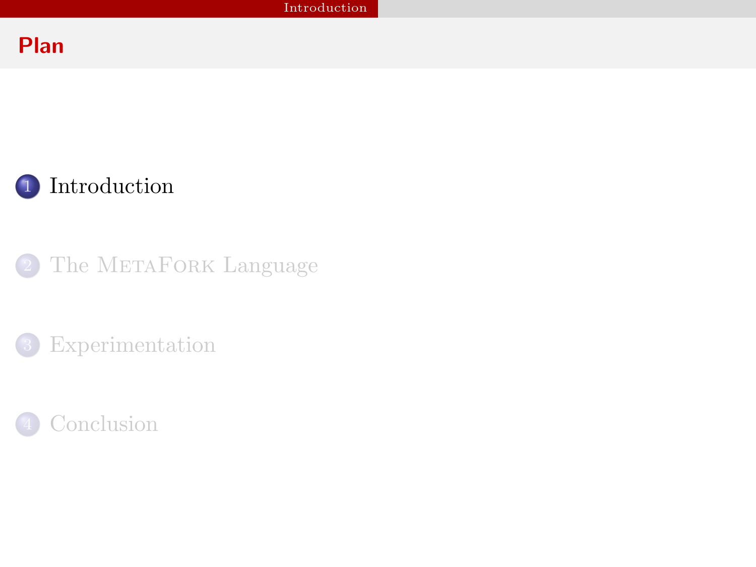## Plan

1. Introduction
2. The MetaFork Language
3. Experimentation
4. Conclusion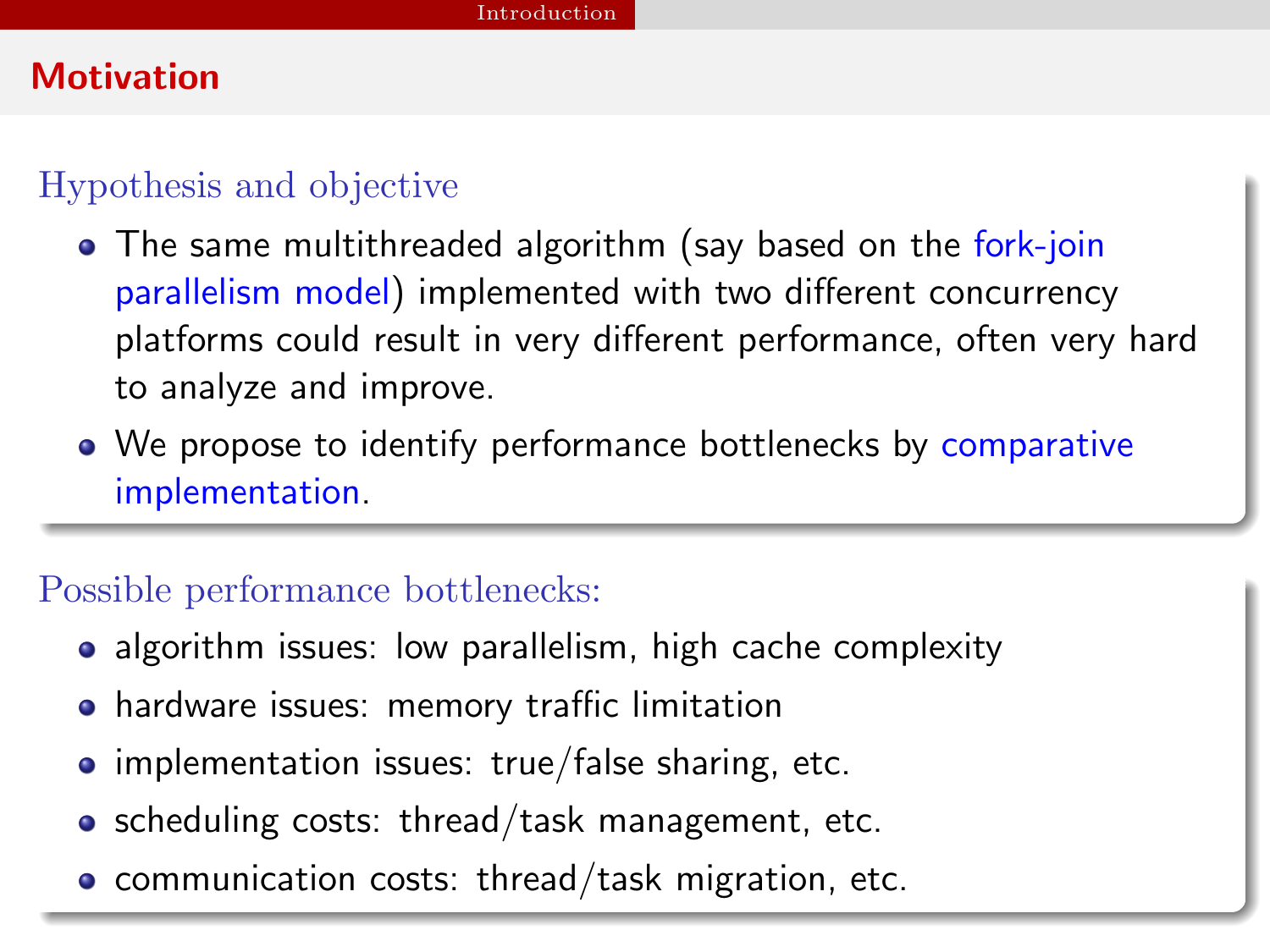## Motivation

### Hypothesis and objective

- The same multithreaded algorithm (say based on the fork-join parallelism model) implemented with two different concurrency platforms could result in very different performance, often very hard to analyze and improve.
- We propose to identify performance bottlenecks by comparative implementation.

### Possible performance bottlenecks:

- algorithm issues: low parallelism, high cache complexity
- hardware issues: memory traffic limitation
- implementation issues: true/false sharing, etc.
- scheduling costs: thread/task management, etc.
- communication costs: thread/task migration, etc.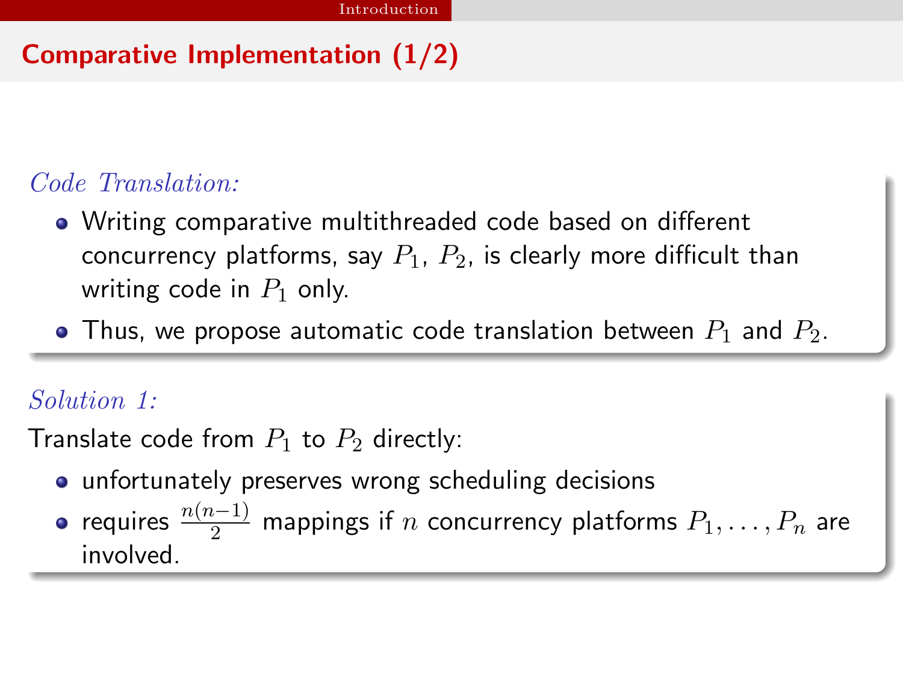## Comparative Implementation (1/2)

*Code Translation:*

- Writing comparative multithreaded code based on different concurrency platforms, say $P_1$, $P_2$, is clearly more difficult than writing code in $P_1$ only.
- Thus, we propose automatic code translation between $P_1$ and $P_2$.

*Solution 1:*

Translate code from $P_1$ to $P_2$ directly:

- unfortunately preserves wrong scheduling decisions
- requires $\frac{n(n-1)}{2}$ mappings if $n$ concurrency platforms $P_1, \ldots, P_n$ are involved.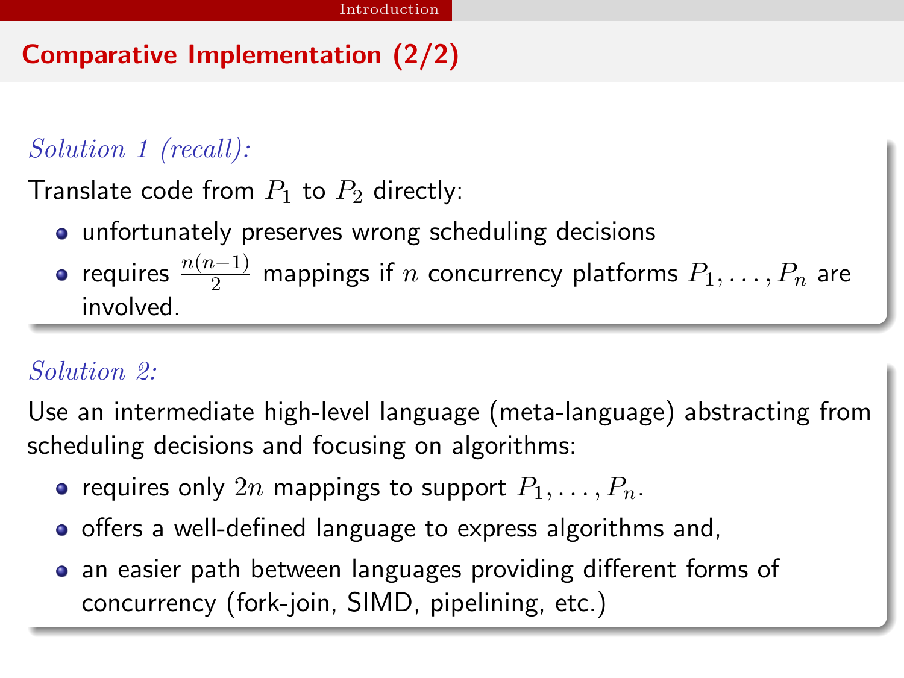## Comparative Implementation (2/2)

*Solution 1 (recall):*

Translate code from $P_1$ to $P_2$ directly:

- unfortunately preserves wrong scheduling decisions
- requires $\frac{n(n-1)}{2}$ mappings if $n$ concurrency platforms $P_1, \ldots, P_n$ are involved.

*Solution 2:*

Use an intermediate high-level language (meta-language) abstracting from scheduling decisions and focusing on algorithms:

- requires only $2n$ mappings to support $P_1, \ldots, P_n$.
- offers a well-defined language to express algorithms and,
- an easier path between languages providing different forms of concurrency (fork-join, SIMD, pipelining, etc.)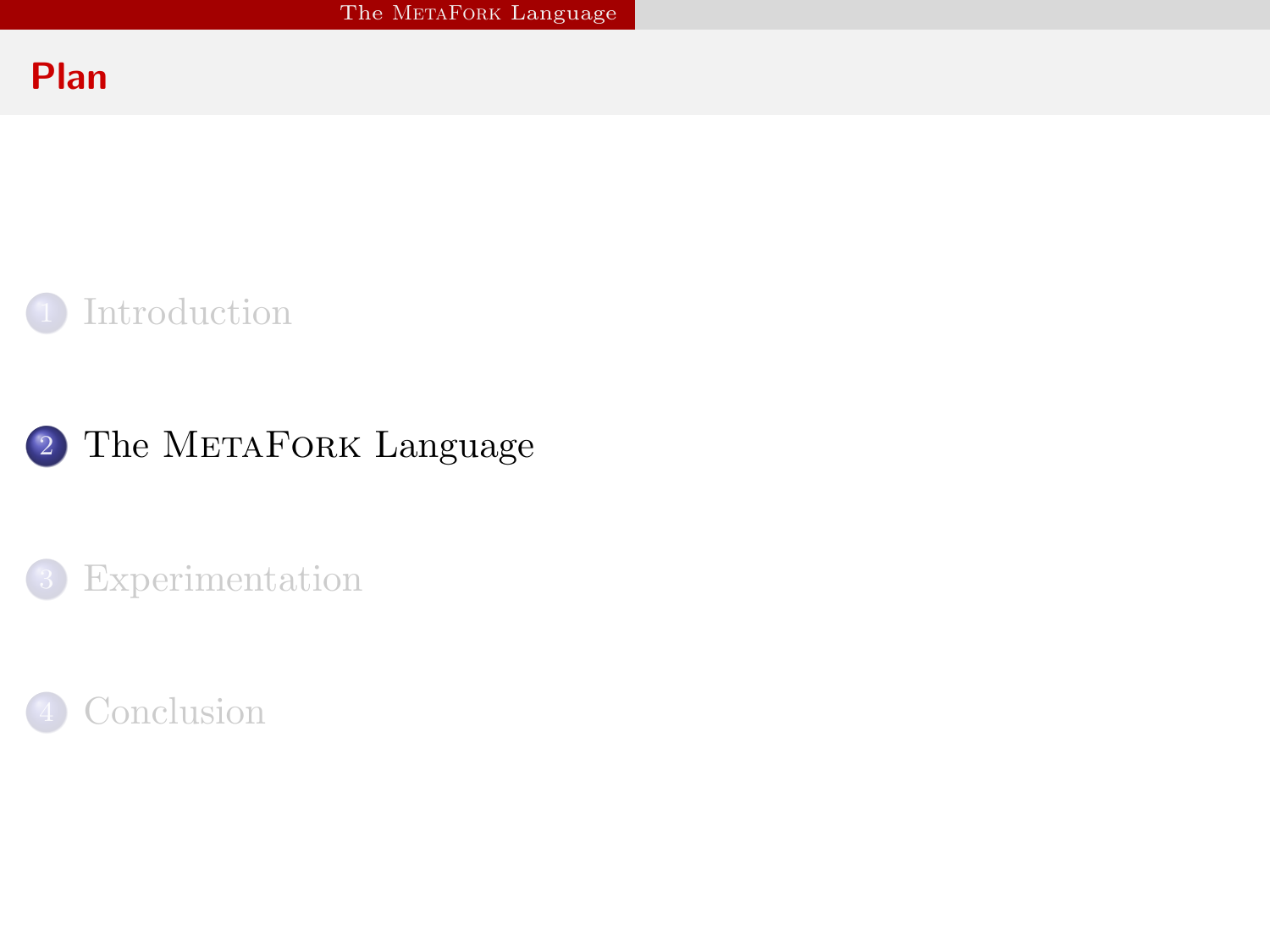# Plan

1. Introduction
2. The MetaFork Language
3. Experimentation
4. Conclusion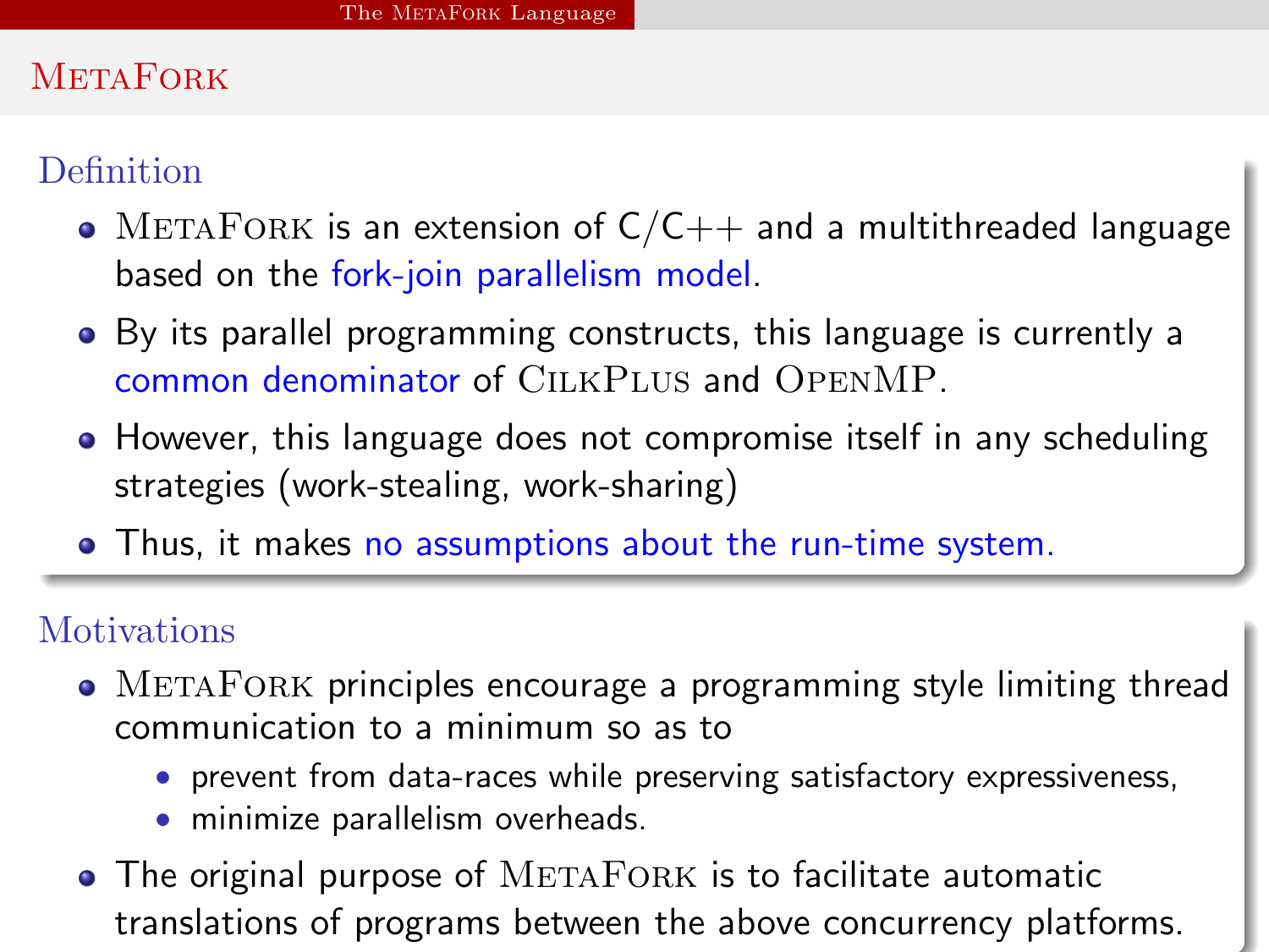# MetaFork

## Definition

- MetaFork is an extension of C/C++ and a multithreaded language based on the fork-join parallelism model.
- By its parallel programming constructs, this language is currently a common denominator of CilkPlus and OpenMP.
- However, this language does not compromise itself in any scheduling strategies (work-stealing, work-sharing)
- Thus, it makes no assumptions about the run-time system.

## Motivations

- MetaFork principles encourage a programming style limiting thread communication to a minimum so as to
  - prevent from data-races while preserving satisfactory expressiveness,
  - minimize parallelism overheads.
- The original purpose of MetaFork is to facilitate automatic translations of programs between the above concurrency platforms.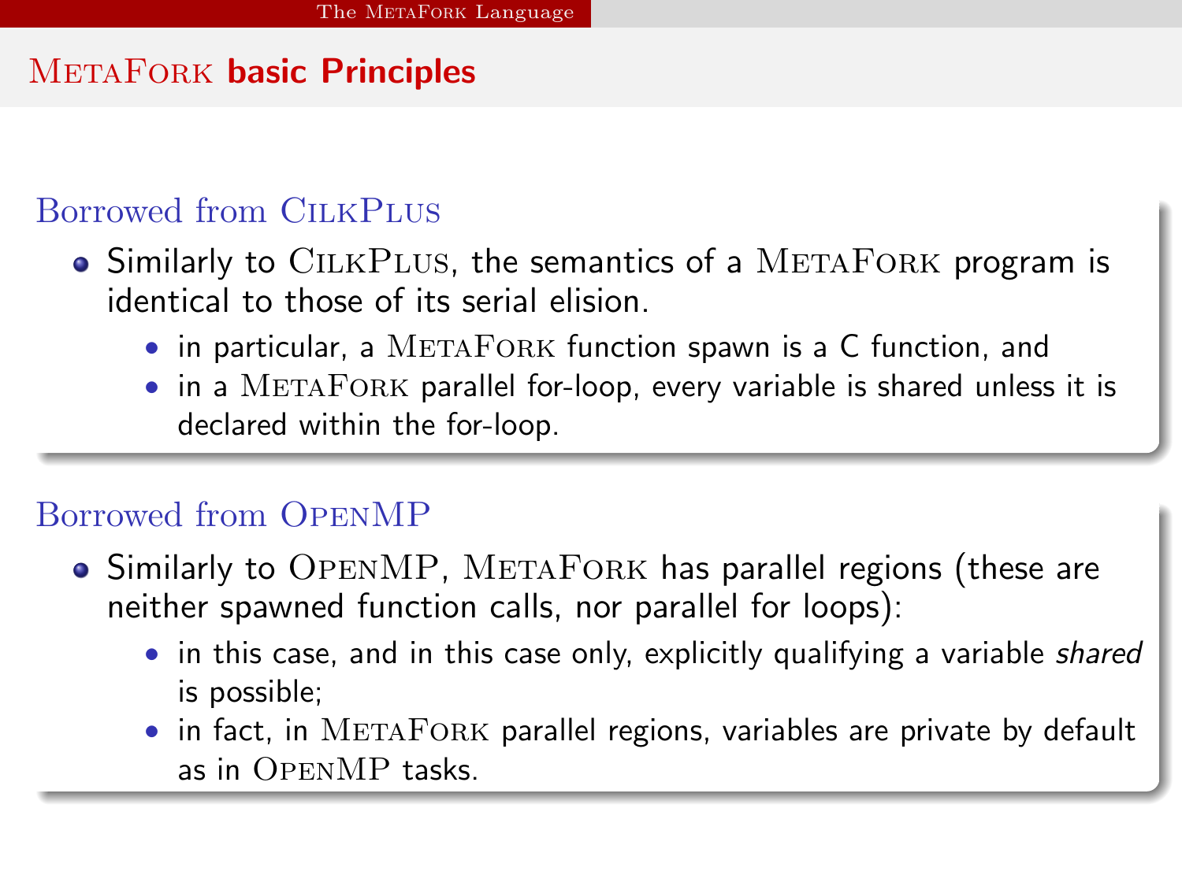# MetaFork basic Principles

## Borrowed from CilkPlus

- Similarly to CilkPlus, the semantics of a MetaFork program is identical to those of its serial elision.
  - in particular, a MetaFork function spawn is a C function, and
  - in a MetaFork parallel for-loop, every variable is shared unless it is declared within the for-loop.

## Borrowed from OpenMP

- Similarly to OpenMP, MetaFork has parallel regions (these are neither spawned function calls, nor parallel for loops):
  - in this case, and in this case only, explicitly qualifying a variable *shared* is possible;
  - in fact, in MetaFork parallel regions, variables are private by default as in OpenMP tasks.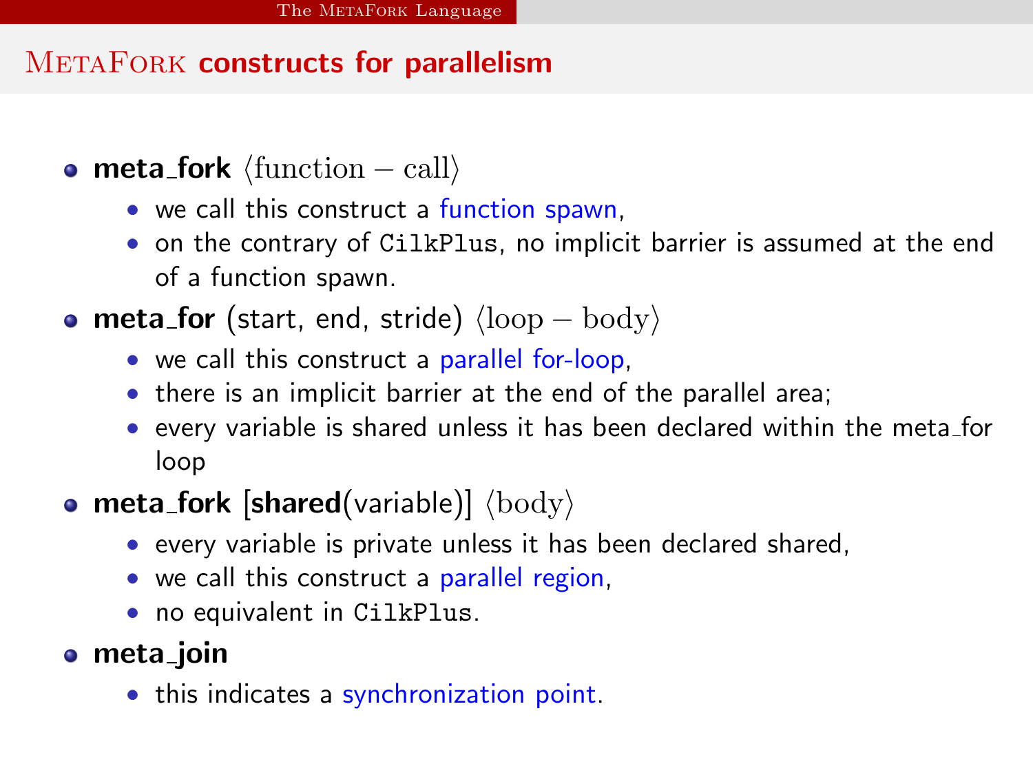# METAFORK constructs for parallelism

- **meta_fork** $\langle \text{function} - \text{call} \rangle$
  - we call this construct a function spawn,
  - on the contrary of `CilkPlus`, no implicit barrier is assumed at the end of a function spawn.
- **meta_for** (start, end, stride) $\langle \text{loop} - \text{body} \rangle$
  - we call this construct a parallel for-loop,
  - there is an implicit barrier at the end of the parallel area;
  - every variable is shared unless it has been declared within the meta_for loop
- **meta_fork** [**shared**(variable)] $\langle \text{body} \rangle$
  - every variable is private unless it has been declared shared,
  - we call this construct a parallel region,
  - no equivalent in `CilkPlus`.
- **meta_join**
  - this indicates a synchronization point.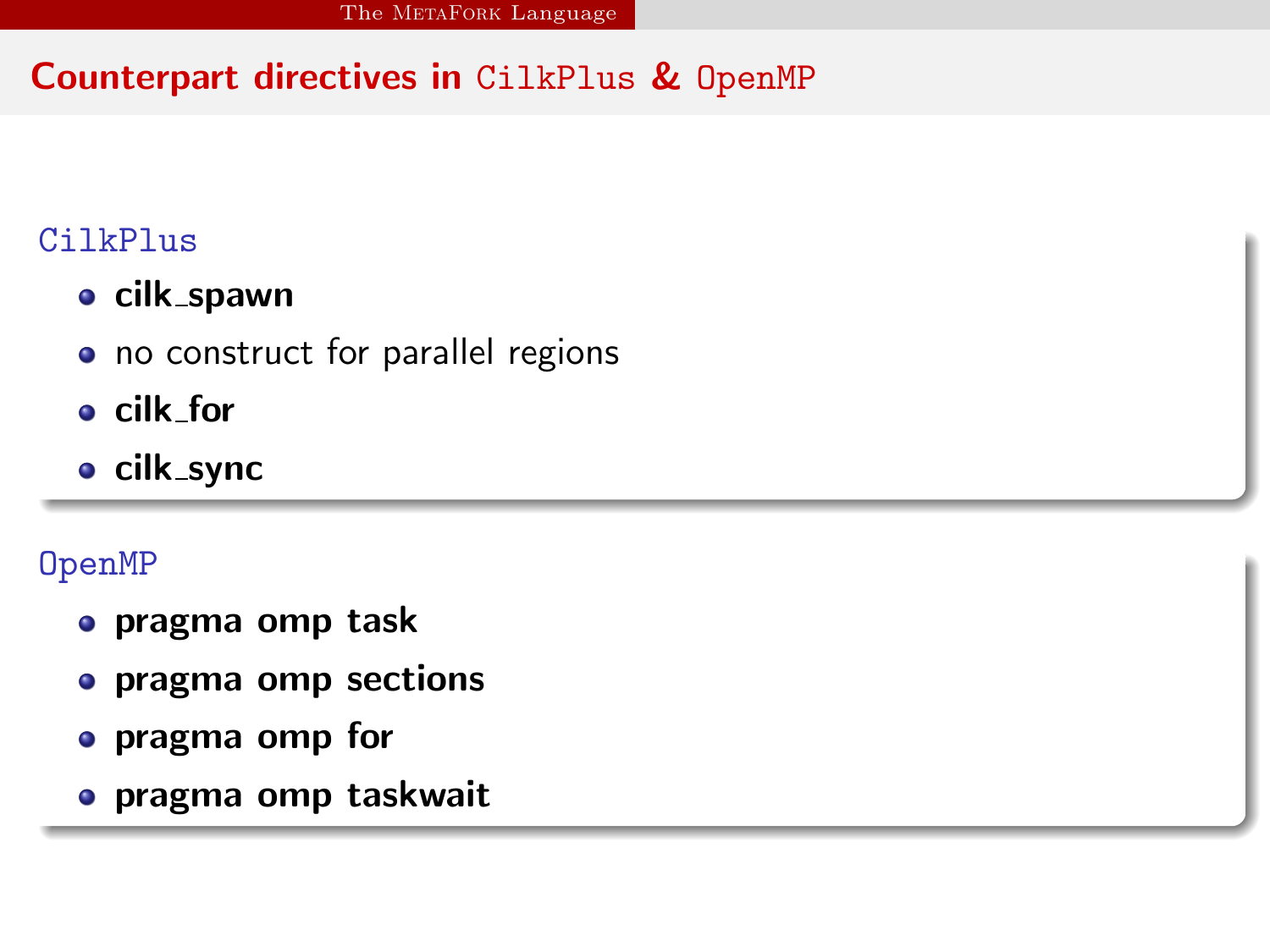# Counterpart directives in CilkPlus & OpenMP

### CilkPlus

- **cilk_spawn**
- no construct for parallel regions
- **cilk_for**
- **cilk_sync**

### OpenMP

- **pragma omp task**
- **pragma omp sections**
- **pragma omp for**
- **pragma omp taskwait**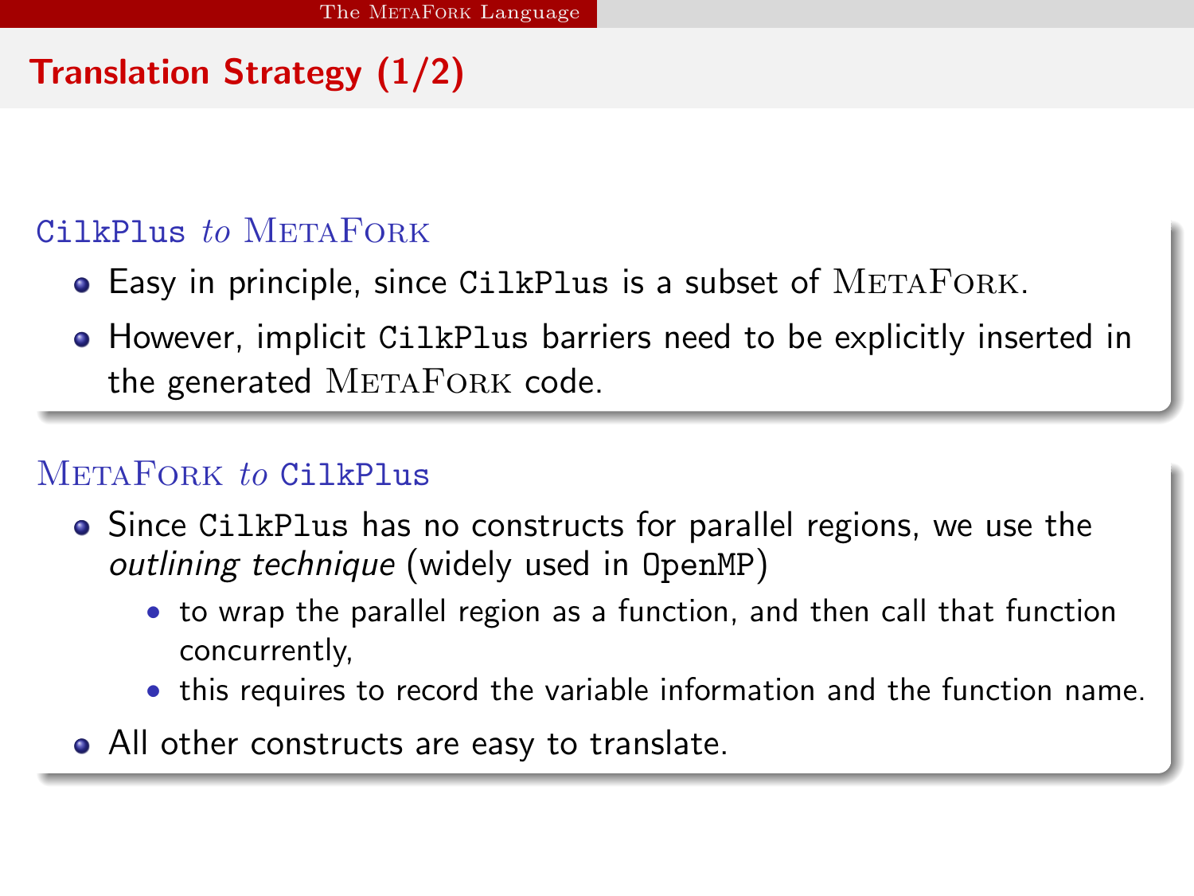## Translation Strategy (1/2)

### CilkPlus *to* MetaFork

- Easy in principle, since CilkPlus is a subset of MetaFork.
- However, implicit CilkPlus barriers need to be explicitly inserted in the generated MetaFork code.

### MetaFork *to* CilkPlus

- Since CilkPlus has no constructs for parallel regions, we use the *outlining technique* (widely used in OpenMP)
  - to wrap the parallel region as a function, and then call that function concurrently,
  - this requires to record the variable information and the function name.
- All other constructs are easy to translate.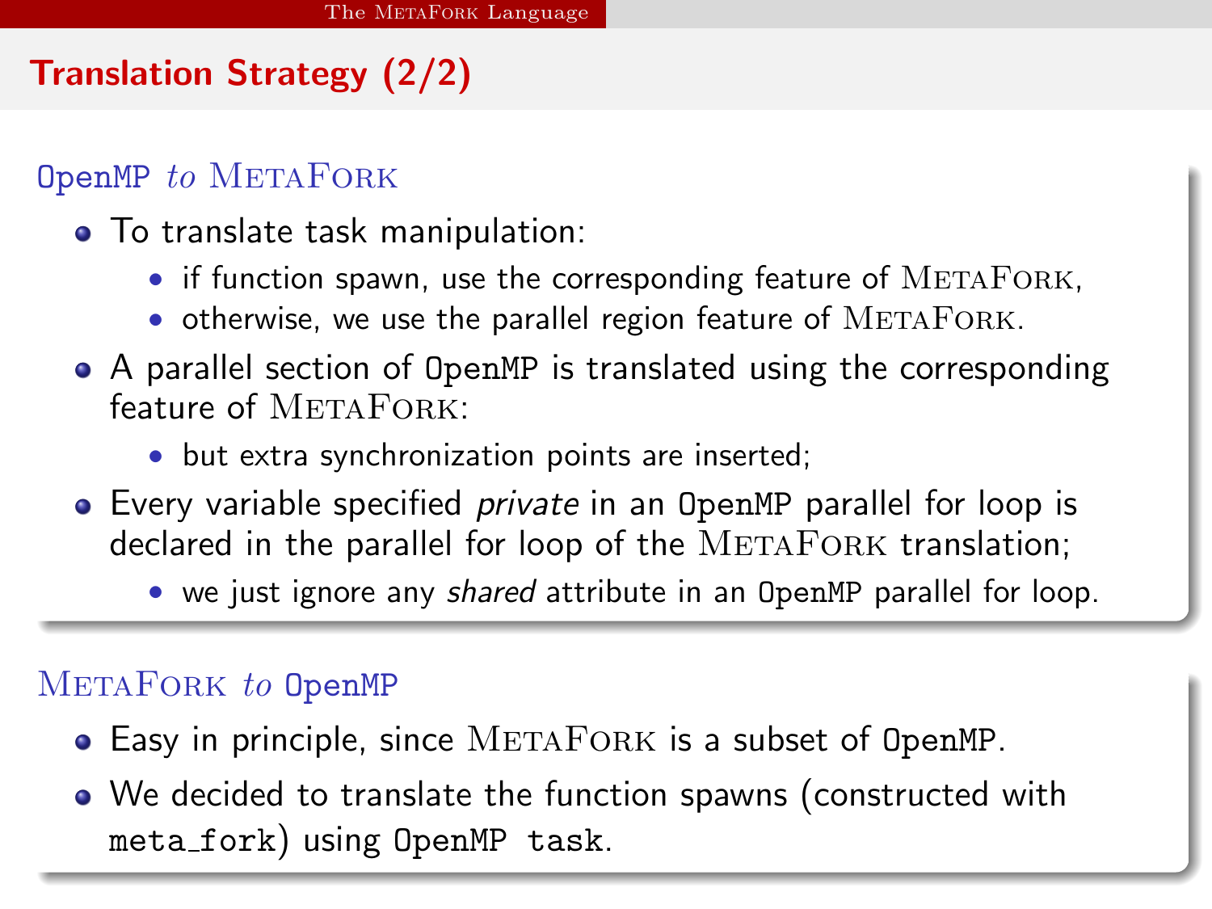# Translation Strategy (2/2)

## OpenMP *to* MetaFork

- To translate task manipulation:
  - if function spawn, use the corresponding feature of MetaFork,
  - otherwise, we use the parallel region feature of MetaFork.
- A parallel section of OpenMP is translated using the corresponding feature of MetaFork:
  - but extra synchronization points are inserted;
- Every variable specified *private* in an OpenMP parallel for loop is declared in the parallel for loop of the MetaFork translation;
  - we just ignore any *shared* attribute in an OpenMP parallel for loop.

## MetaFork *to* OpenMP

- Easy in principle, since MetaFork is a subset of OpenMP.
- We decided to translate the function spawns (constructed with `meta_fork`) using `OpenMP task`.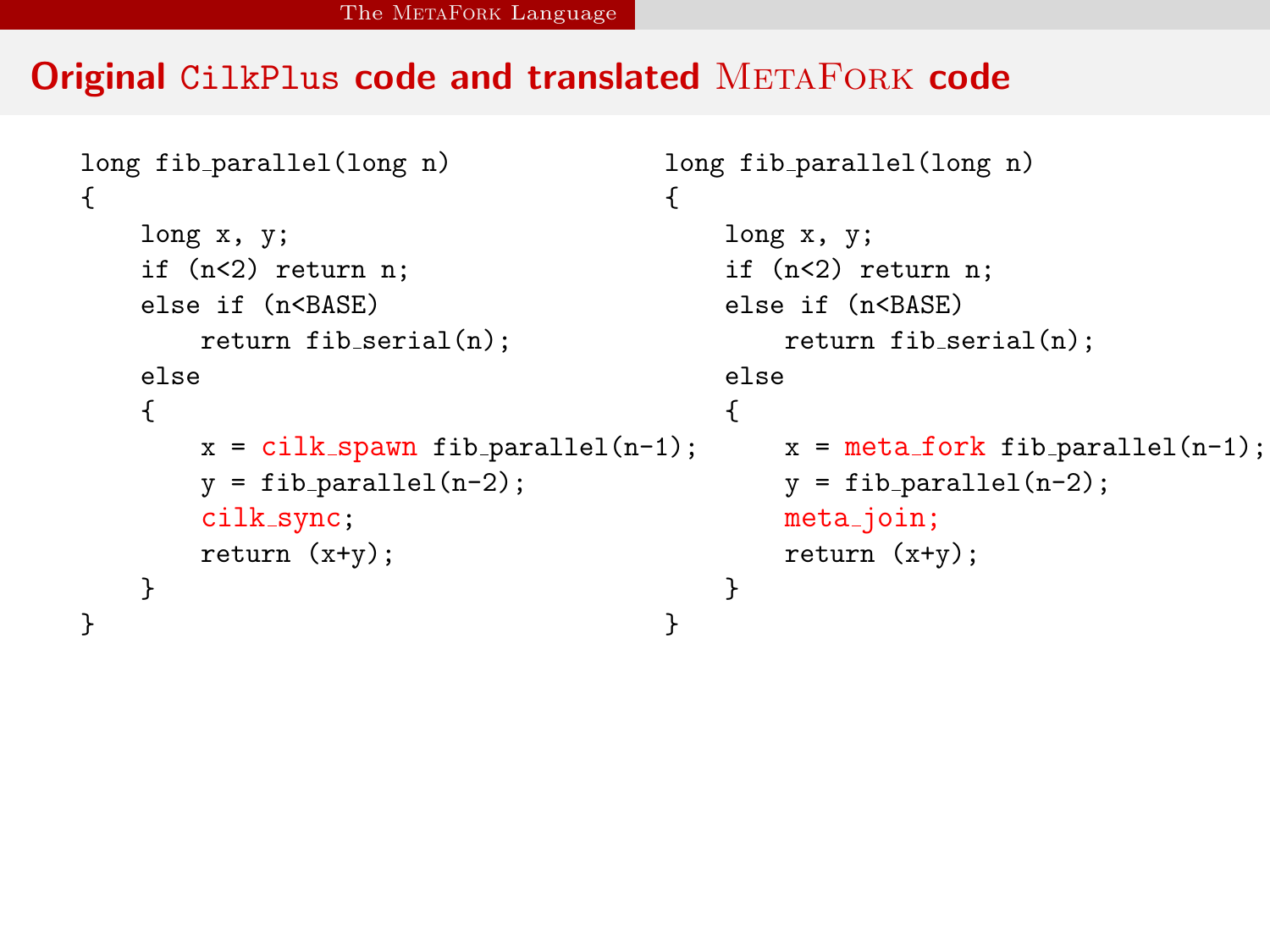## Original CilkPlus code and translated MetaFork code

```
long fib_parallel(long n)
{
    long x, y;
    if (n<2) return n;
    else if (n<BASE)
        return fib_serial(n);
    else
    {
        x = cilk_spawn fib_parallel(n-1);
        y = fib_parallel(n-2);
        cilk_sync;
        return (x+y);
    }
}
```

```
long fib_parallel(long n)
{
    long x, y;
    if (n<2) return n;
    else if (n<BASE)
        return fib_serial(n);
    else
    {
        x = meta_fork fib_parallel(n-1);
        y = fib_parallel(n-2);
        meta_join;
        return (x+y);
    }
}
```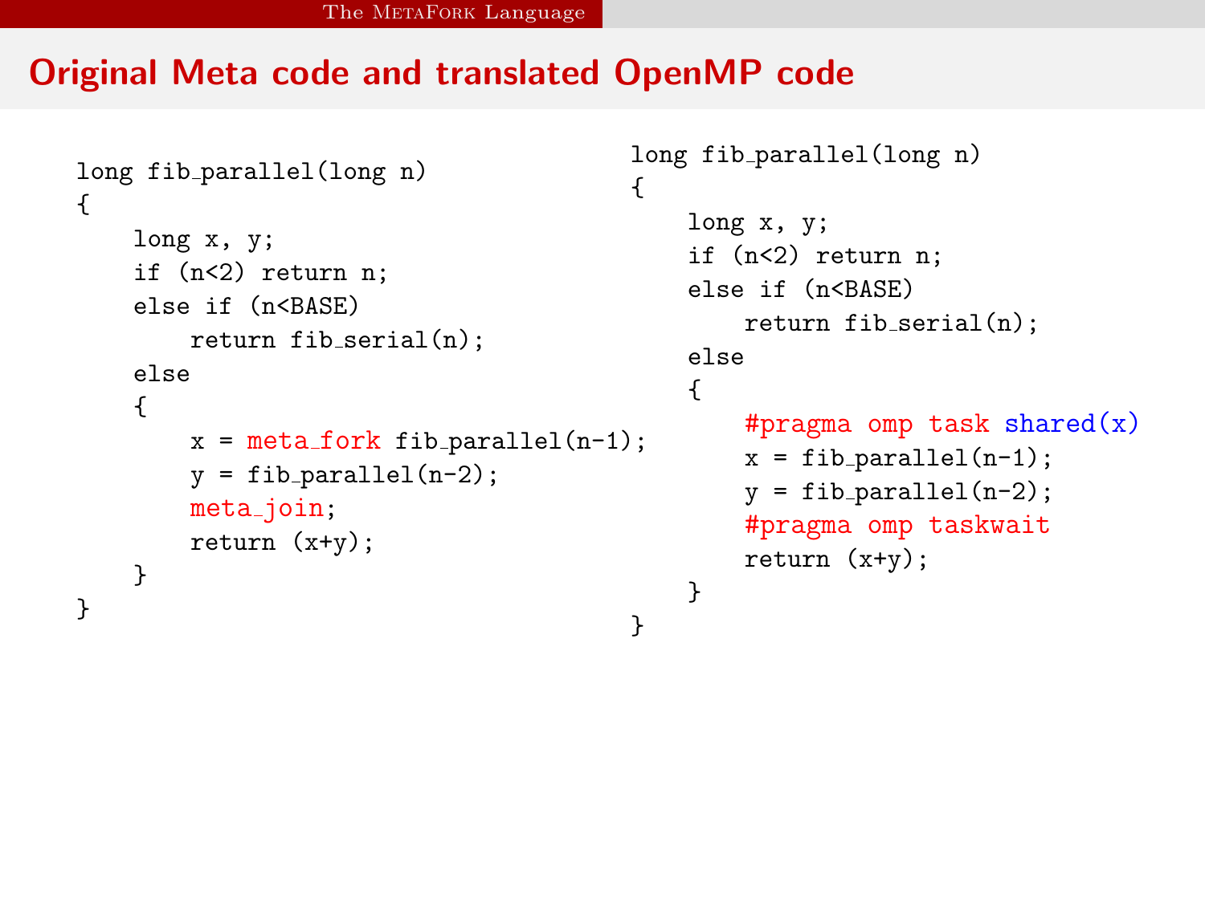## Original Meta code and translated OpenMP code

```
long fib_parallel(long n)
{
    long x, y;
    if (n<2) return n;
    else if (n<BASE)
        return fib_serial(n);
    else
    {
        x = meta_fork fib_parallel(n-1);
        y = fib_parallel(n-2);
        meta_join;
        return (x+y);
    }
}
```

```
long fib_parallel(long n)
{
    long x, y;
    if (n<2) return n;
    else if (n<BASE)
        return fib_serial(n);
    else
    {
        #pragma omp task shared(x)
        x = fib_parallel(n-1);
        y = fib_parallel(n-2);
        #pragma omp taskwait
        return (x+y);
    }
}
```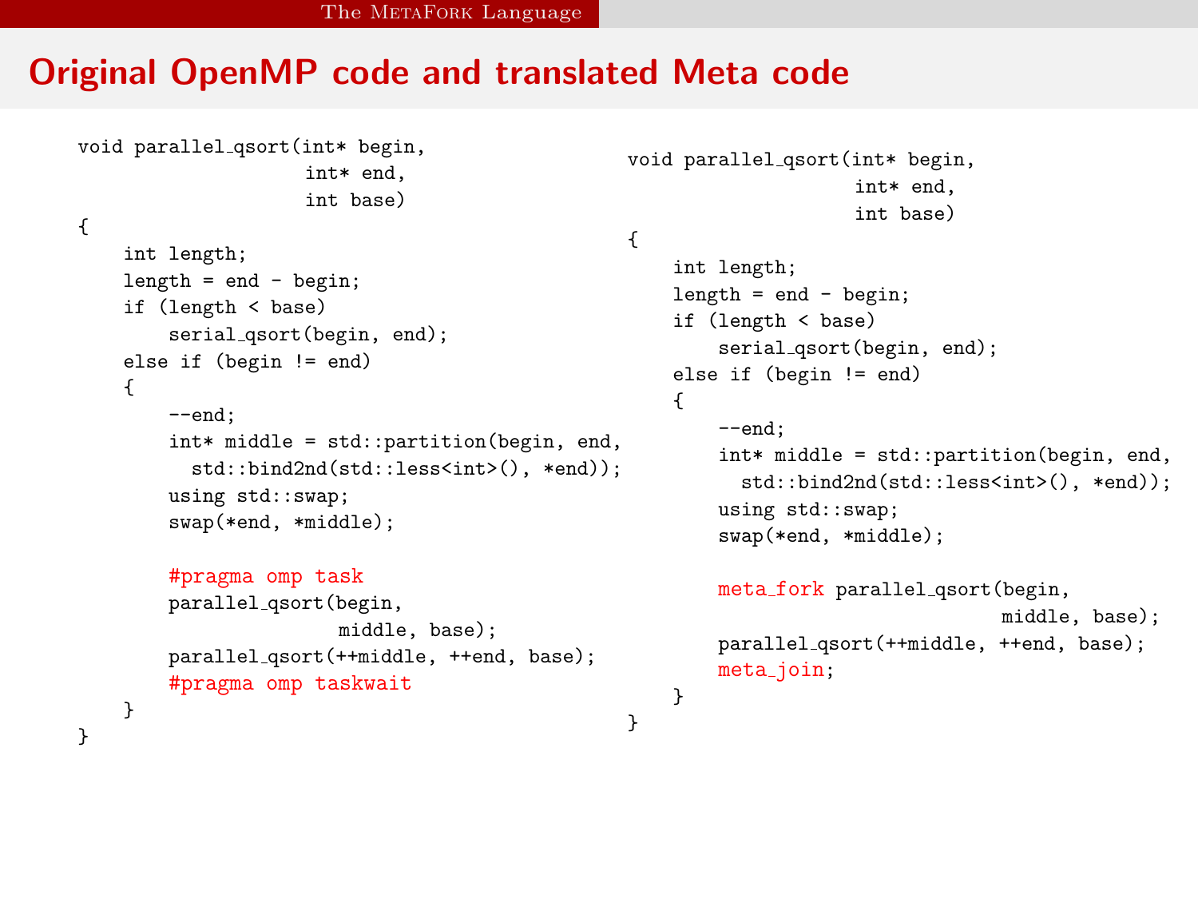# Original OpenMP code and translated Meta code

```
void parallel_qsort(int* begin,
                    int* end,
                    int base)
{
    int length;
    length = end - begin;
    if (length < base)
        serial_qsort(begin, end);
    else if (begin != end)
    {
        --end;
        int* middle = std::partition(begin, end,
          std::bind2nd(std::less<int>(), *end));
        using std::swap;
        swap(*end, *middle);

        #pragma omp task
        parallel_qsort(begin,
                       middle, base);
        parallel_qsort(++middle, ++end, base);
        #pragma omp taskwait
    }
}
```

```
void parallel_qsort(int* begin,
                    int* end,
                    int base)
{
    int length;
    length = end - begin;
    if (length < base)
        serial_qsort(begin, end);
    else if (begin != end)
    {
        --end;
        int* middle = std::partition(begin, end,
          std::bind2nd(std::less<int>(), *end));
        using std::swap;
        swap(*end, *middle);

        meta_fork parallel_qsort(begin,
                                 middle, base);
        parallel_qsort(++middle, ++end, base);
        meta_join;
    }
}
```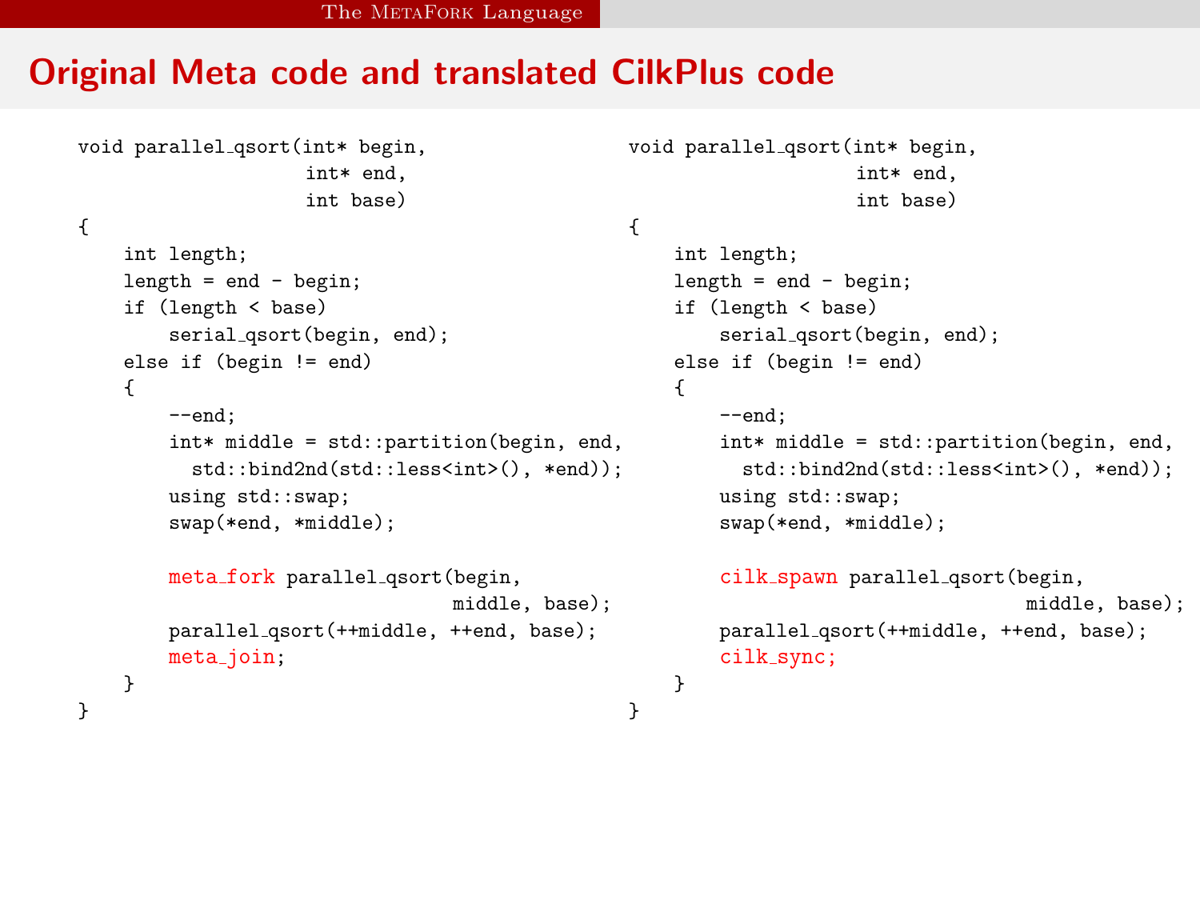# Original Meta code and translated CilkPlus code

```
void parallel_qsort(int* begin,
                    int* end,
                    int base)
{
    int length;
    length = end - begin;
    if (length < base)
        serial_qsort(begin, end);
    else if (begin != end)
    {
        --end;
        int* middle = std::partition(begin, end,
          std::bind2nd(std::less<int>(), *end));
        using std::swap;
        swap(*end, *middle);

        meta_fork parallel_qsort(begin,
                                 middle, base);
        parallel_qsort(++middle, ++end, base);
        meta_join;
    }
}
```

```
void parallel_qsort(int* begin,
                    int* end,
                    int base)
{
    int length;
    length = end - begin;
    if (length < base)
        serial_qsort(begin, end);
    else if (begin != end)
    {
        --end;
        int* middle = std::partition(begin, end,
          std::bind2nd(std::less<int>(), *end));
        using std::swap;
        swap(*end, *middle);

        cilk_spawn parallel_qsort(begin,
                                  middle, base);
        parallel_qsort(++middle, ++end, base);
        cilk_sync;
    }
}
```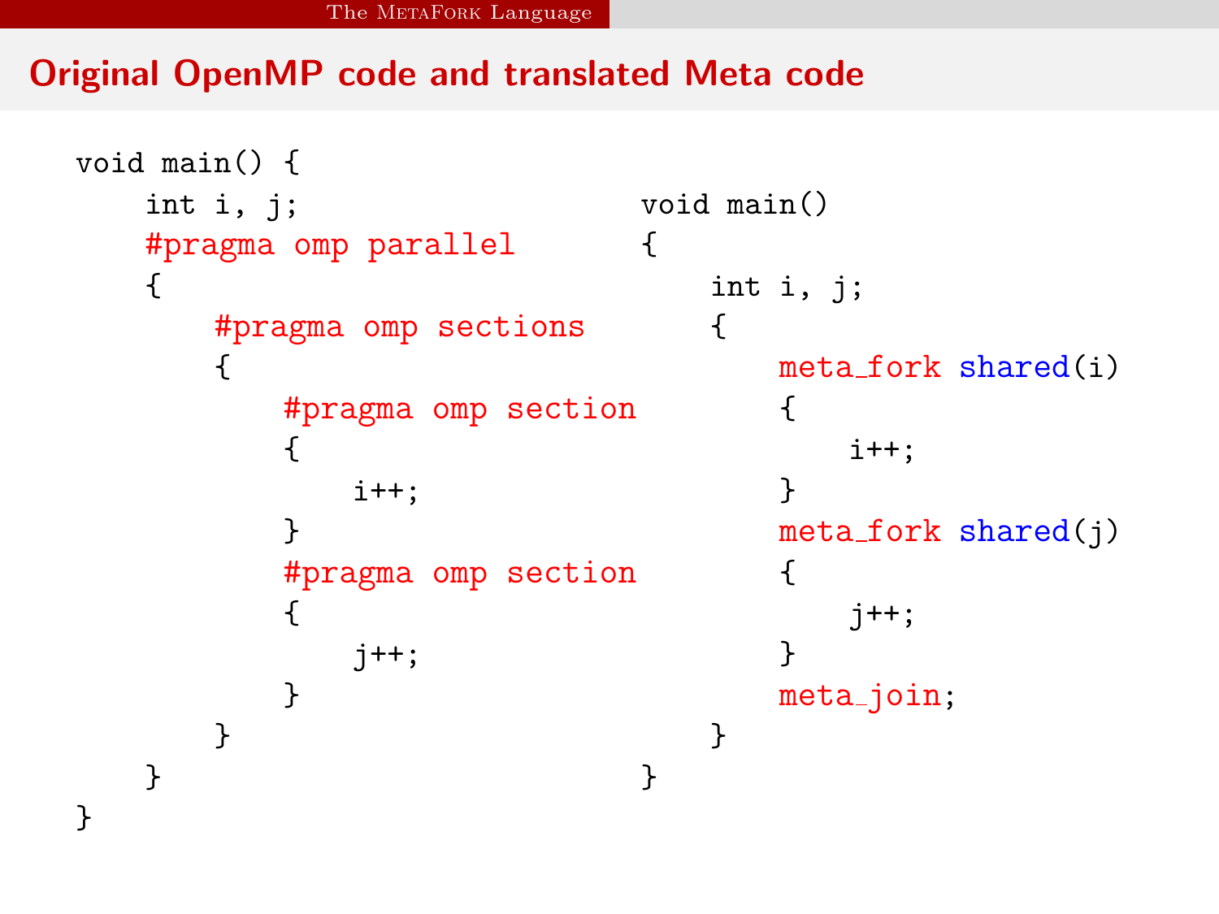## Original OpenMP code and translated Meta code

```
void main() {
    int i, j;
    #pragma omp parallel
    {
        #pragma omp sections
        {
            #pragma omp section
            {
                i++;
            }
            #pragma omp section
            {
                j++;
            }
        }
    }
}
```

```
void main()
{
    int i, j;
    {
        meta_fork shared(i)
        {
            i++;
        }
        meta_fork shared(j)
        {
            j++;
        }
        meta_join;
    }
}
```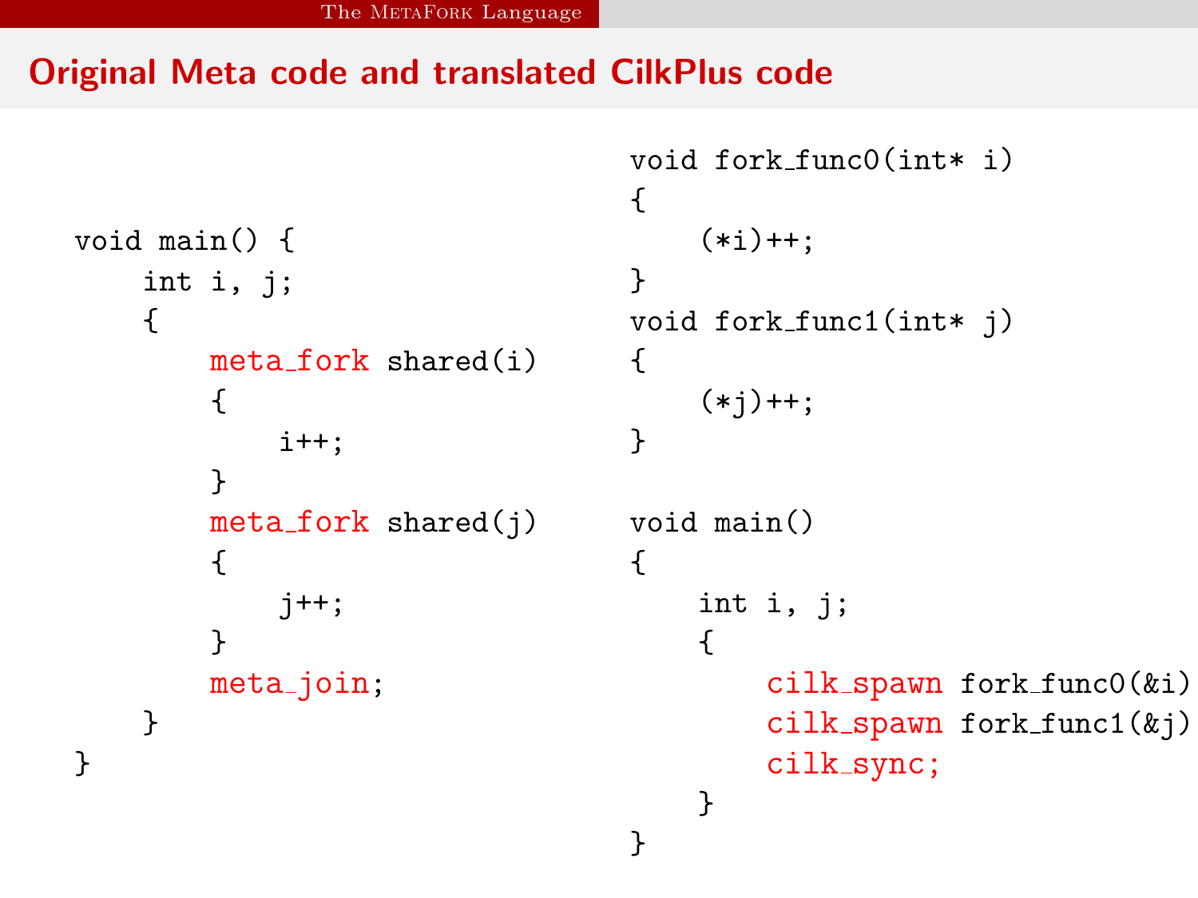## Original Meta code and translated CilkPlus code

```
void main() {
    int i, j;
    {
        meta_fork shared(i)
        {
            i++;
        }
        meta_fork shared(j)
        {
            j++;
        }
        meta_join;
    }
}
```

```
void fork_func0(int* i)
{
    (*i)++;
}
void fork_func1(int* j)
{
    (*j)++;
}

void main()
{
    int i, j;
    {
        cilk_spawn fork_func0(&i)
        cilk_spawn fork_func1(&j)
        cilk_sync;
    }
}
```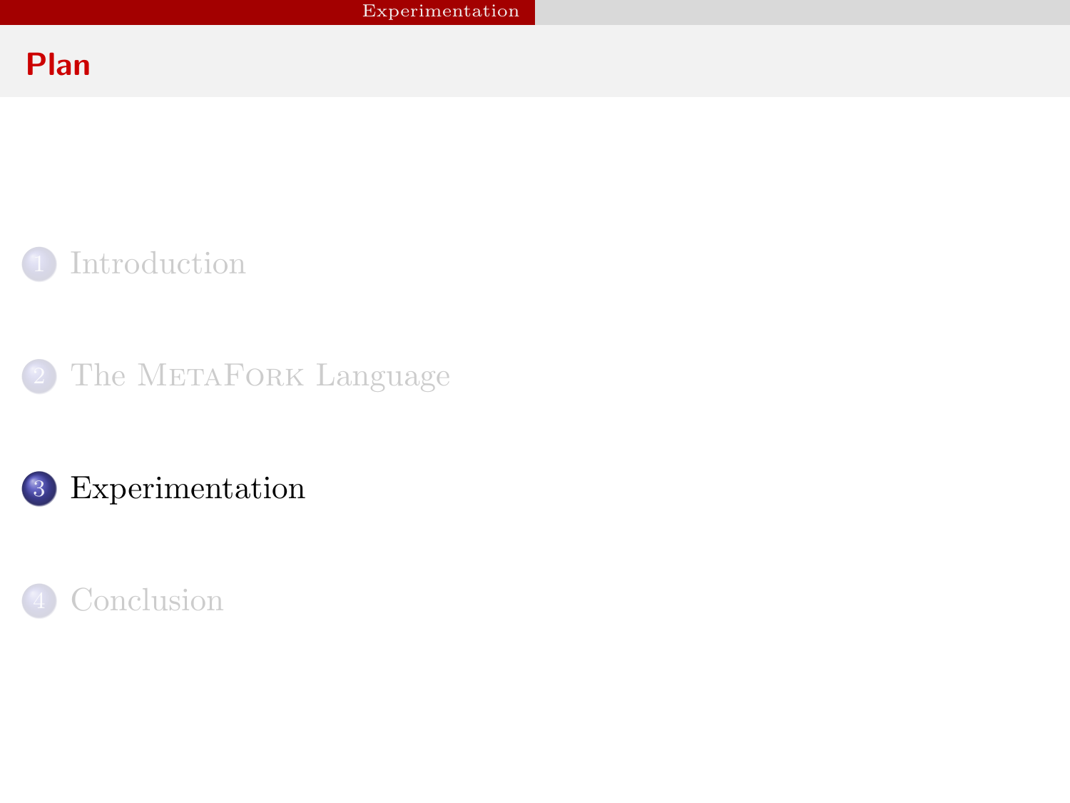## Plan

1. Introduction
2. The MetaFork Language
3. Experimentation
4. Conclusion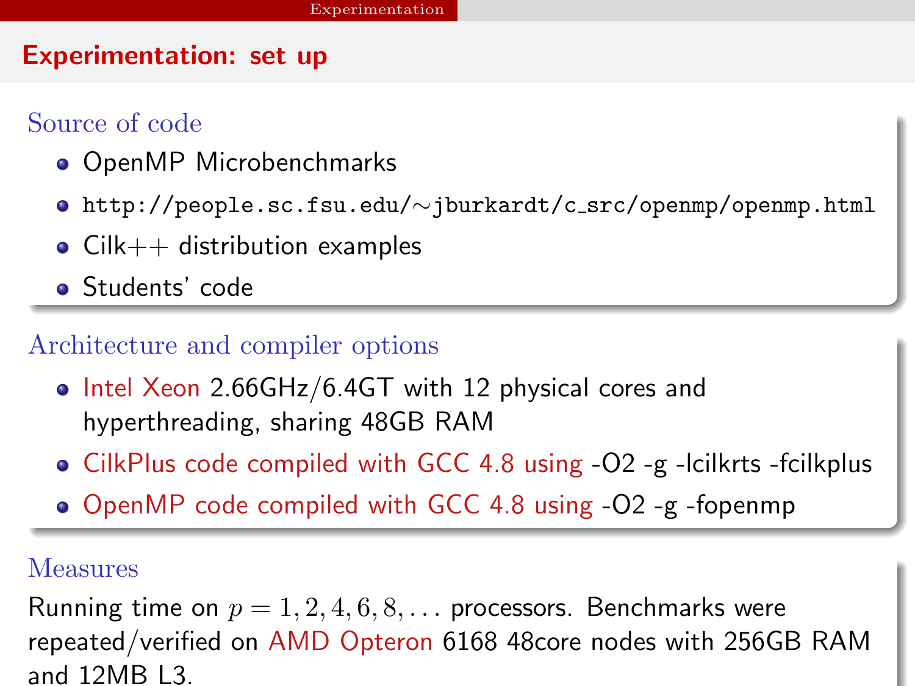## Experimentation: set up

### Source of code

- OpenMP Microbenchmarks
- `http://people.sc.fsu.edu/~jburkardt/c_src/openmp/openmp.html`
- Cilk++ distribution examples
- Students' code

### Architecture and compiler options

- Intel Xeon 2.66GHz/6.4GT with 12 physical cores and hyperthreading, sharing 48GB RAM
- CilkPlus code compiled with GCC 4.8 using -O2 -g -lcilkrts -fcilkplus
- OpenMP code compiled with GCC 4.8 using -O2 -g -fopenmp

### Measures

Running time on $p = 1, 2, 4, 6, 8, \ldots$ processors. Benchmarks were repeated/verified on AMD Opteron 6168 48core nodes with 256GB RAM and 12MB L3.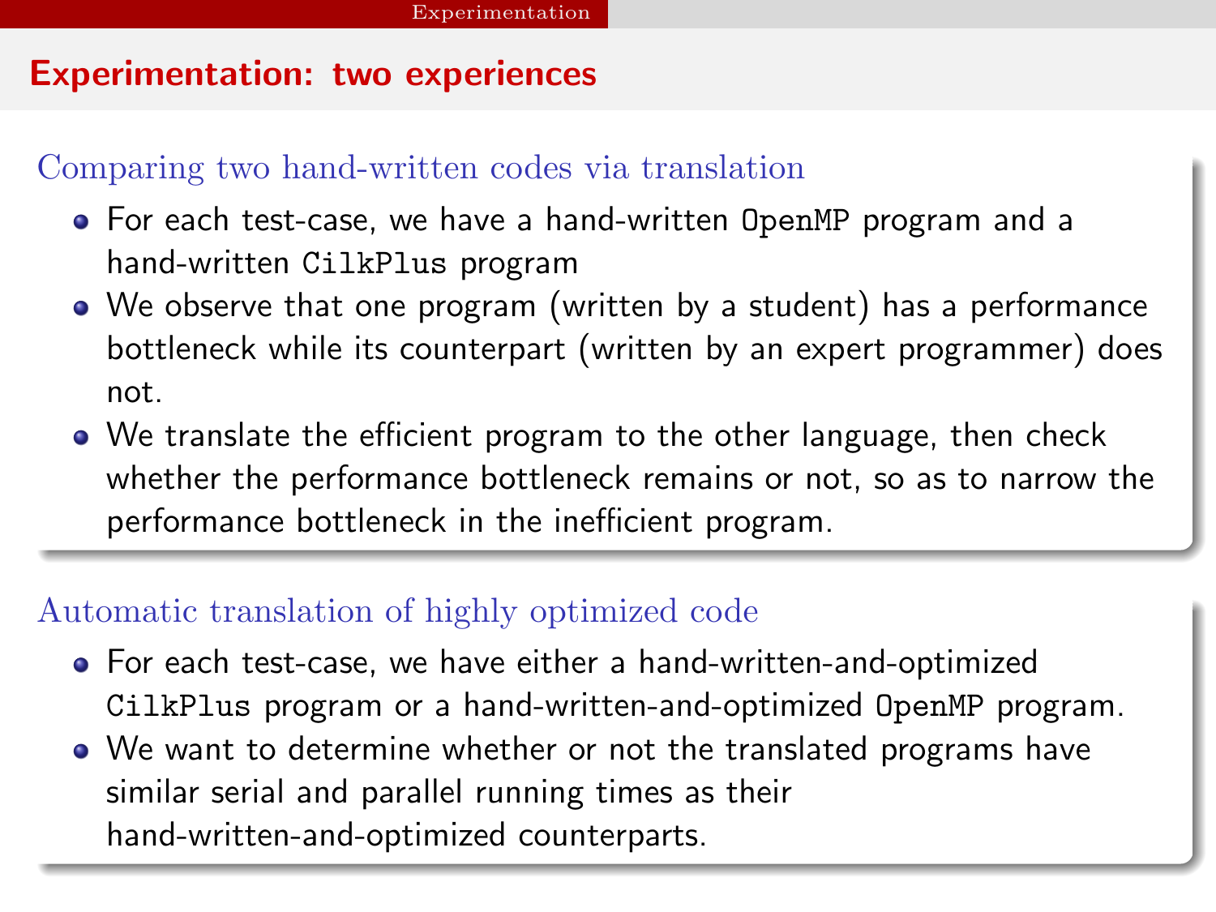# Experimentation: two experiences

### Comparing two hand-written codes via translation

- For each test-case, we have a hand-written `OpenMP` program and a hand-written `CilkPlus` program
- We observe that one program (written by a student) has a performance bottleneck while its counterpart (written by an expert programmer) does not.
- We translate the efficient program to the other language, then check whether the performance bottleneck remains or not, so as to narrow the performance bottleneck in the inefficient program.

### Automatic translation of highly optimized code

- For each test-case, we have either a hand-written-and-optimized `CilkPlus` program or a hand-written-and-optimized `OpenMP` program.
- We want to determine whether or not the translated programs have similar serial and parallel running times as their hand-written-and-optimized counterparts.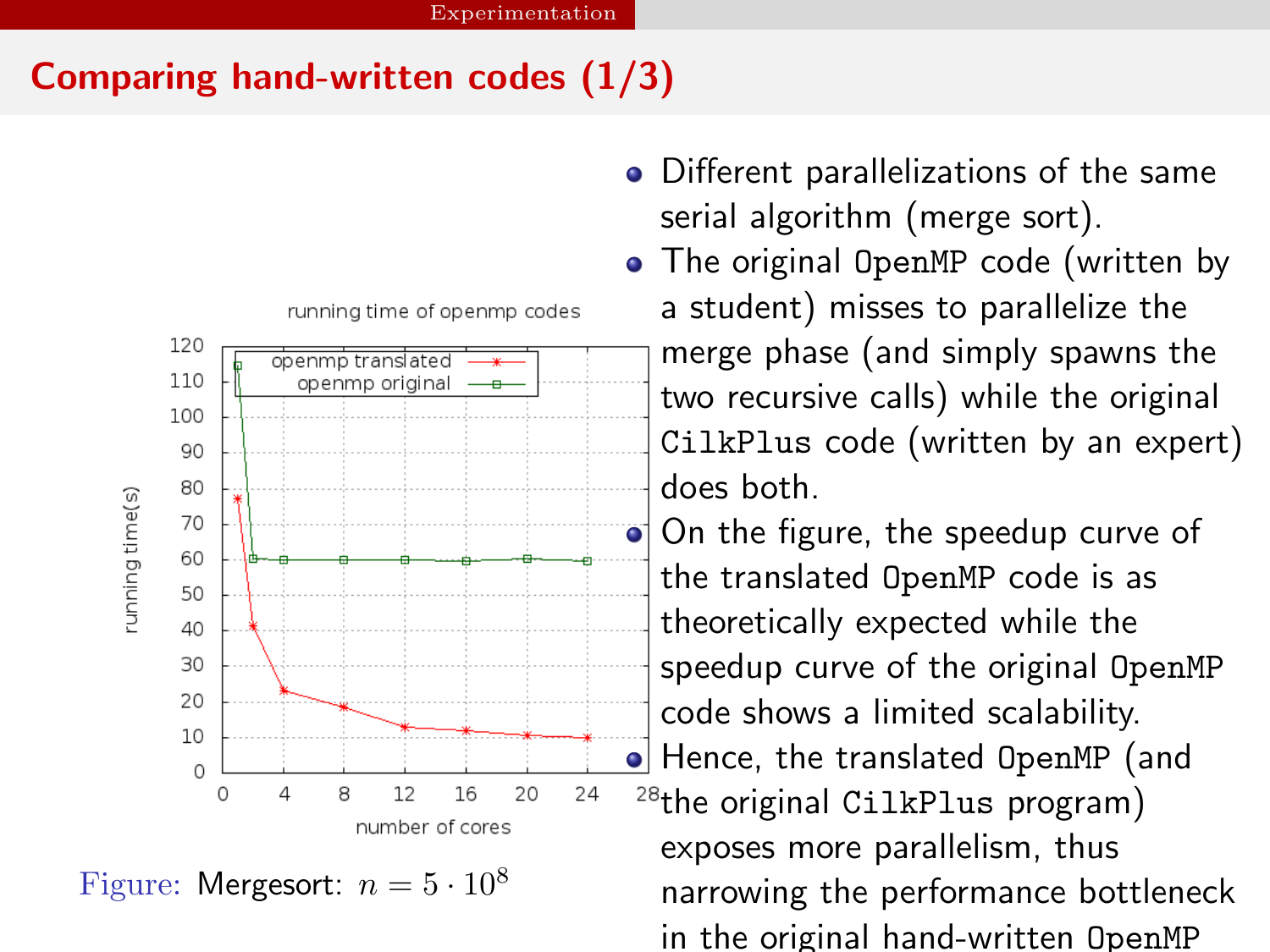## Comparing hand-written codes (1/3)

Figure: Mergesort: $n = 5 \cdot 10^8$

- Different parallelizations of the same serial algorithm (merge sort).
- The original `OpenMP` code (written by a student) misses to parallelize the merge phase (and simply spawns the two recursive calls) while the original `CilkPlus` code (written by an expert) does both.
- On the figure, the speedup curve of the translated `OpenMP` code is as theoretically expected while the speedup curve of the original `OpenMP` code shows a limited scalability.
- Hence, the translated `OpenMP` (and the original `CilkPlus` program) exposes more parallelism, thus narrowing the performance bottleneck in the original hand-written `OpenMP`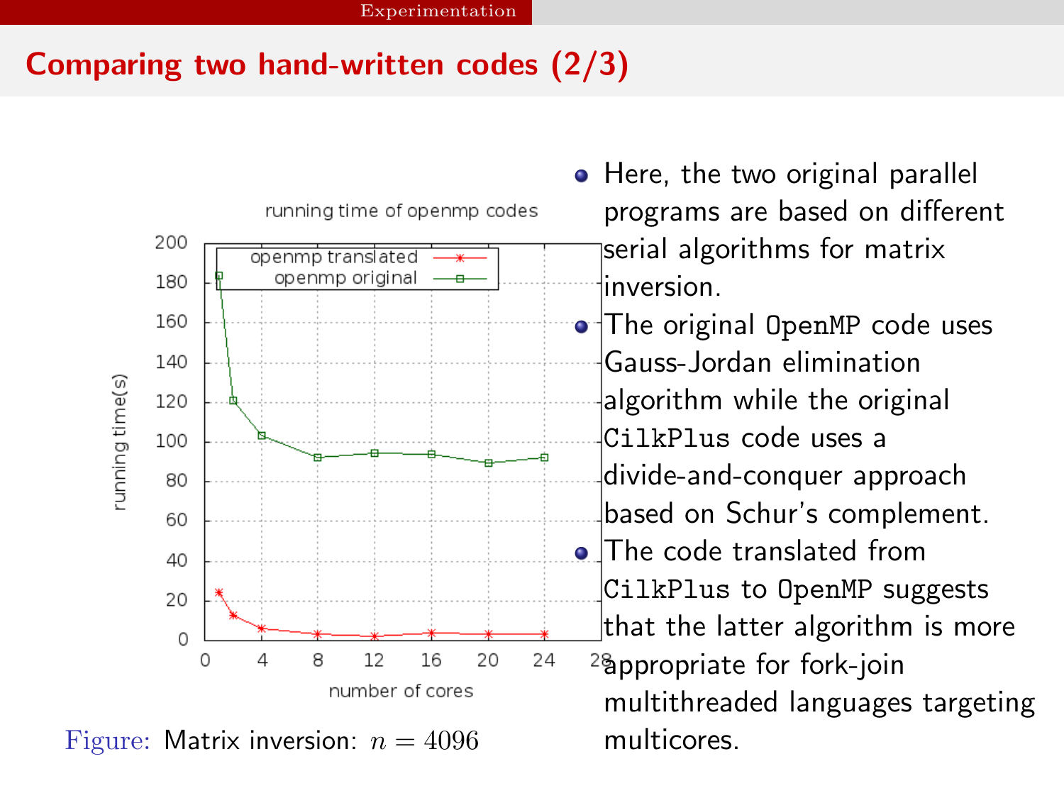## Comparing two hand-written codes (2/3)

Figure: Matrix inversion: $n = 4096$

- Here, the two original parallel programs are based on different serial algorithms for matrix inversion.
- The original OpenMP code uses Gauss-Jordan elimination algorithm while the original CilkPlus code uses a divide-and-conquer approach based on Schur's complement.
- The code translated from CilkPlus to OpenMP suggests that the latter algorithm is more appropriate for fork-join multithreaded languages targeting multicores.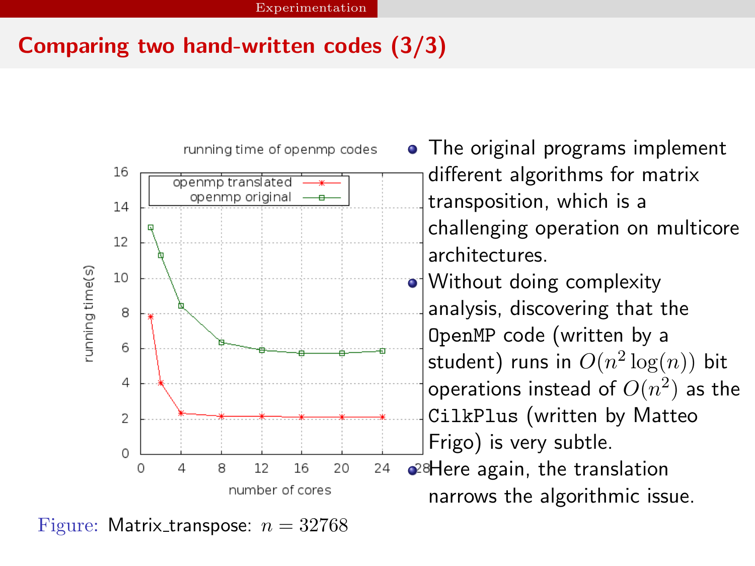## Comparing two hand-written codes (3/3)

- The original programs implement different algorithms for matrix transposition, which is a challenging operation on multicore architectures.
- Without doing complexity analysis, discovering that the OpenMP code (written by a student) runs in $O(n^2 \log(n))$ bit operations instead of $O(n^2)$ as the CilkPlus (written by Matteo Frigo) is very subtle.
- Here again, the translation narrows the algorithmic issue.

Figure: Matrix_transpose: $n = 32768$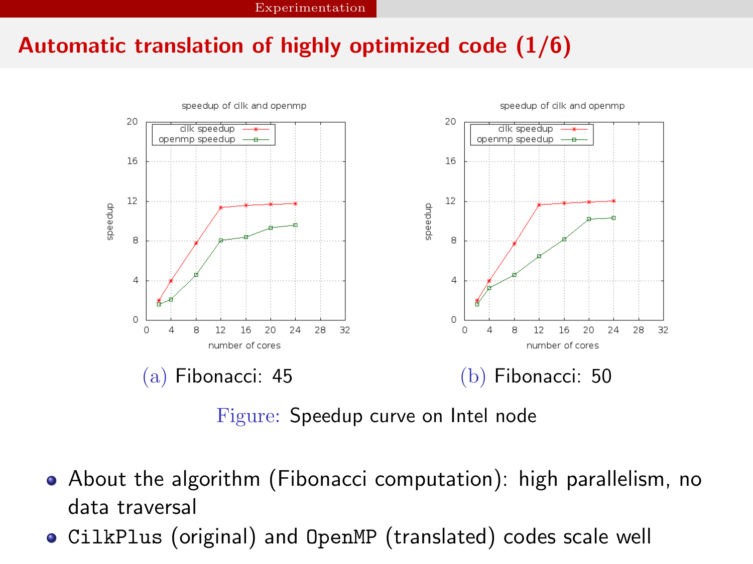## Automatic translation of highly optimized code (1/6)

(a) Fibonacci: 45

(b) Fibonacci: 50

Figure: Speedup curve on Intel node

- About the algorithm (Fibonacci computation): high parallelism, no data traversal
- `CilkPlus` (original) and `OpenMP` (translated) codes scale well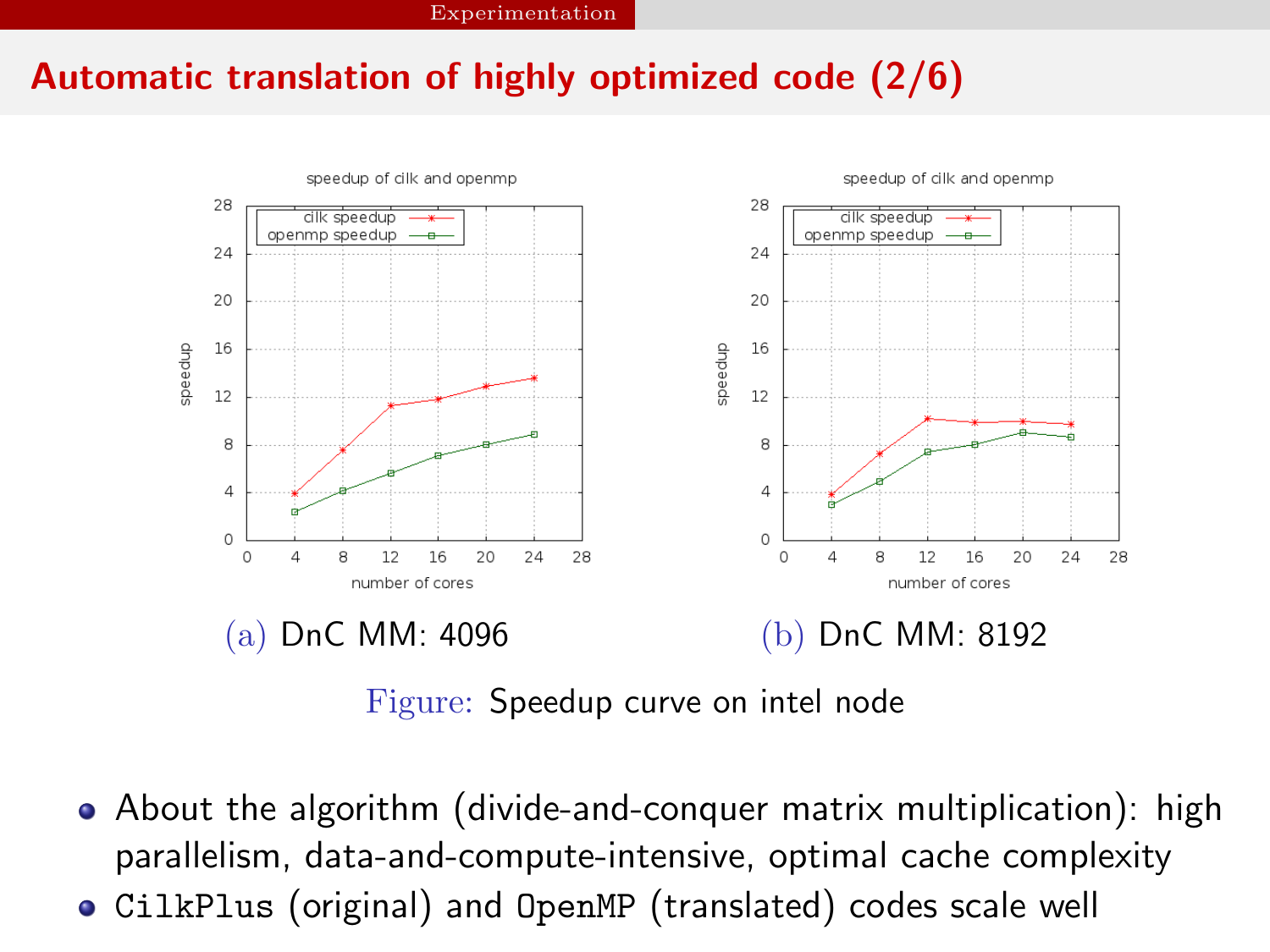## Automatic translation of highly optimized code (2/6)

(a) DnC MM: 4096

(b) DnC MM: 8192

Figure: Speedup curve on intel node

- About the algorithm (divide-and-conquer matrix multiplication): high parallelism, data-and-compute-intensive, optimal cache complexity
- CilkPlus (original) and OpenMP (translated) codes scale well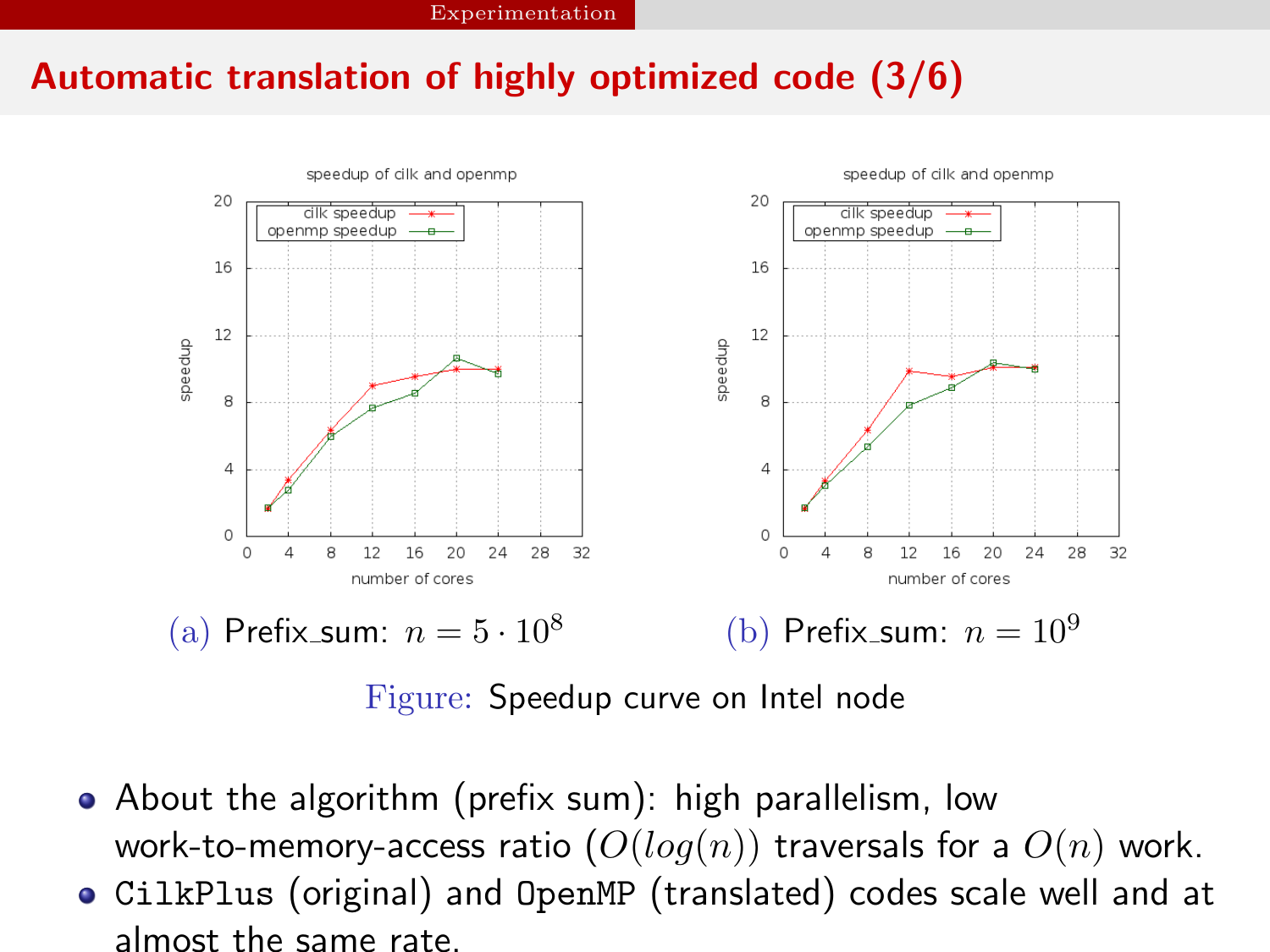## Automatic translation of highly optimized code (3/6)

(a) Prefix_sum: $n = 5 \cdot 10^8$

(b) Prefix_sum: $n = 10^9$

Figure: Speedup curve on Intel node

- About the algorithm (prefix sum): high parallelism, low work-to-memory-access ratio ($O(log(n))$ traversals for a $O(n)$ work.
- `CilkPlus` (original) and `OpenMP` (translated) codes scale well and at almost the same rate.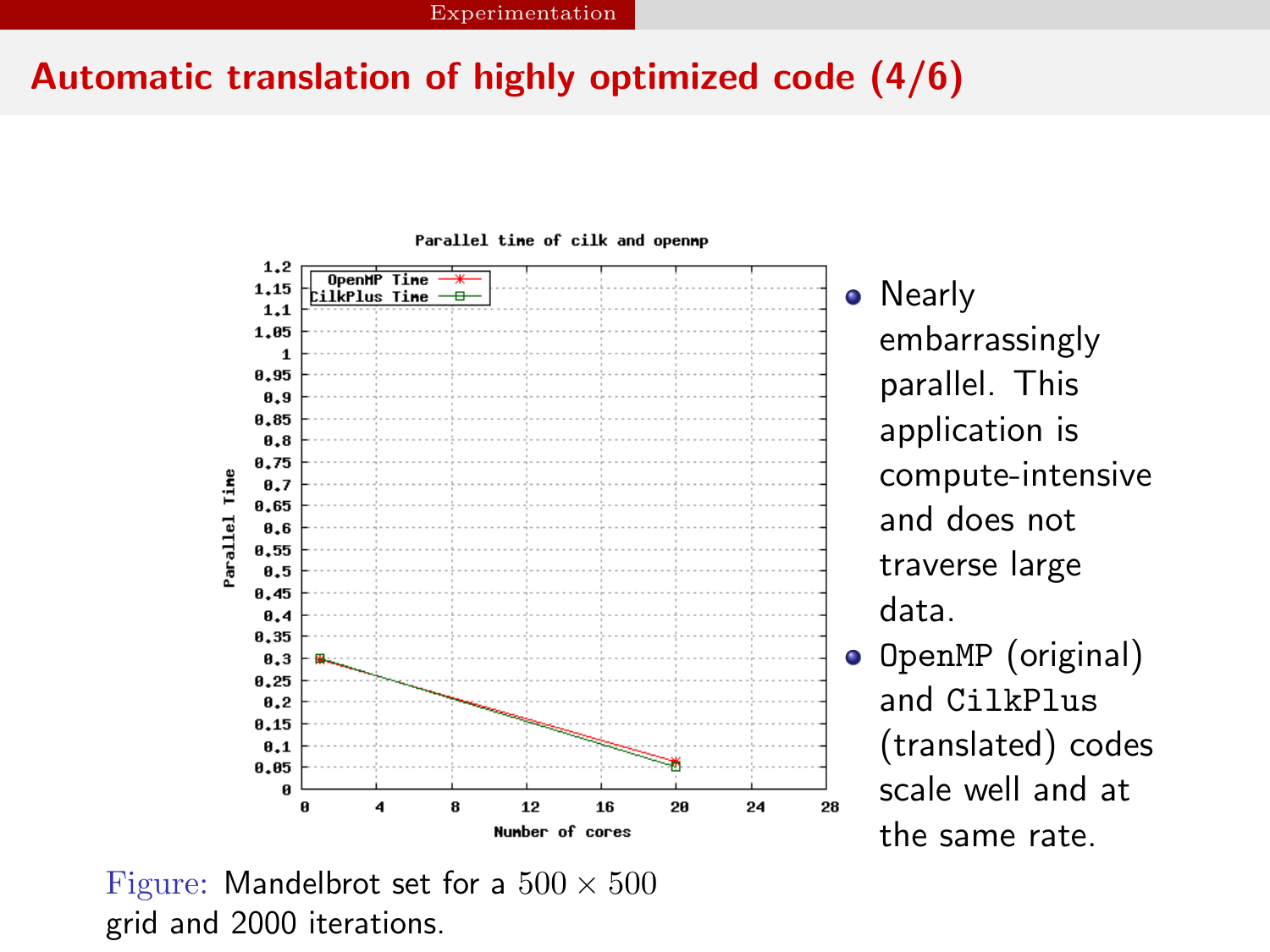## Automatic translation of highly optimized code (4/6)

Figure: Mandelbrot set for a $500 \times 500$ grid and 2000 iterations.

- Nearly embarrassingly parallel. This application is compute-intensive and does not traverse large data.
- `OpenMP` (original) and `CilkPlus` (translated) codes scale well and at the same rate.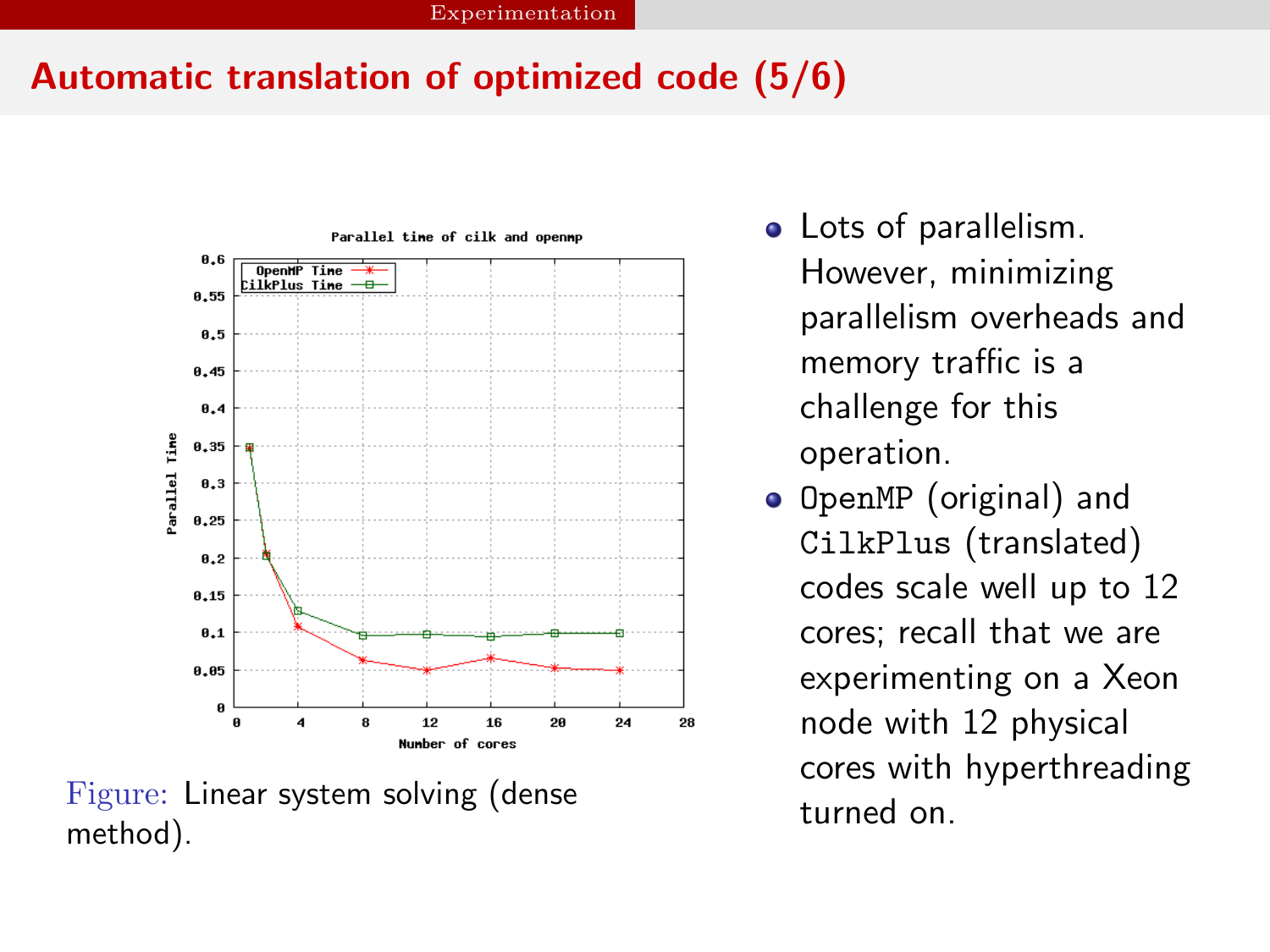## Automatic translation of optimized code (5/6)

Figure: Linear system solving (dense method).

- Lots of parallelism. However, minimizing parallelism overheads and memory traffic is a challenge for this operation.
- `OpenMP` (original) and `CilkPlus` (translated) codes scale well up to 12 cores; recall that we are experimenting on a Xeon node with 12 physical cores with hyperthreading turned on.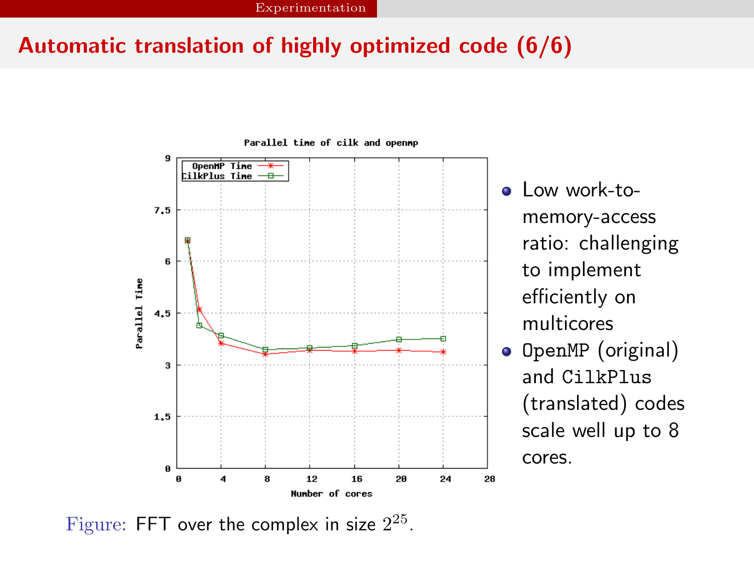## Automatic translation of highly optimized code (6/6)

- Low work-to-memory-access ratio: challenging to implement efficiently on multicores
- `OpenMP` (original) and `CilkPlus` (translated) codes scale well up to 8 cores.

Figure: FFT over the complex in size $2^{25}$.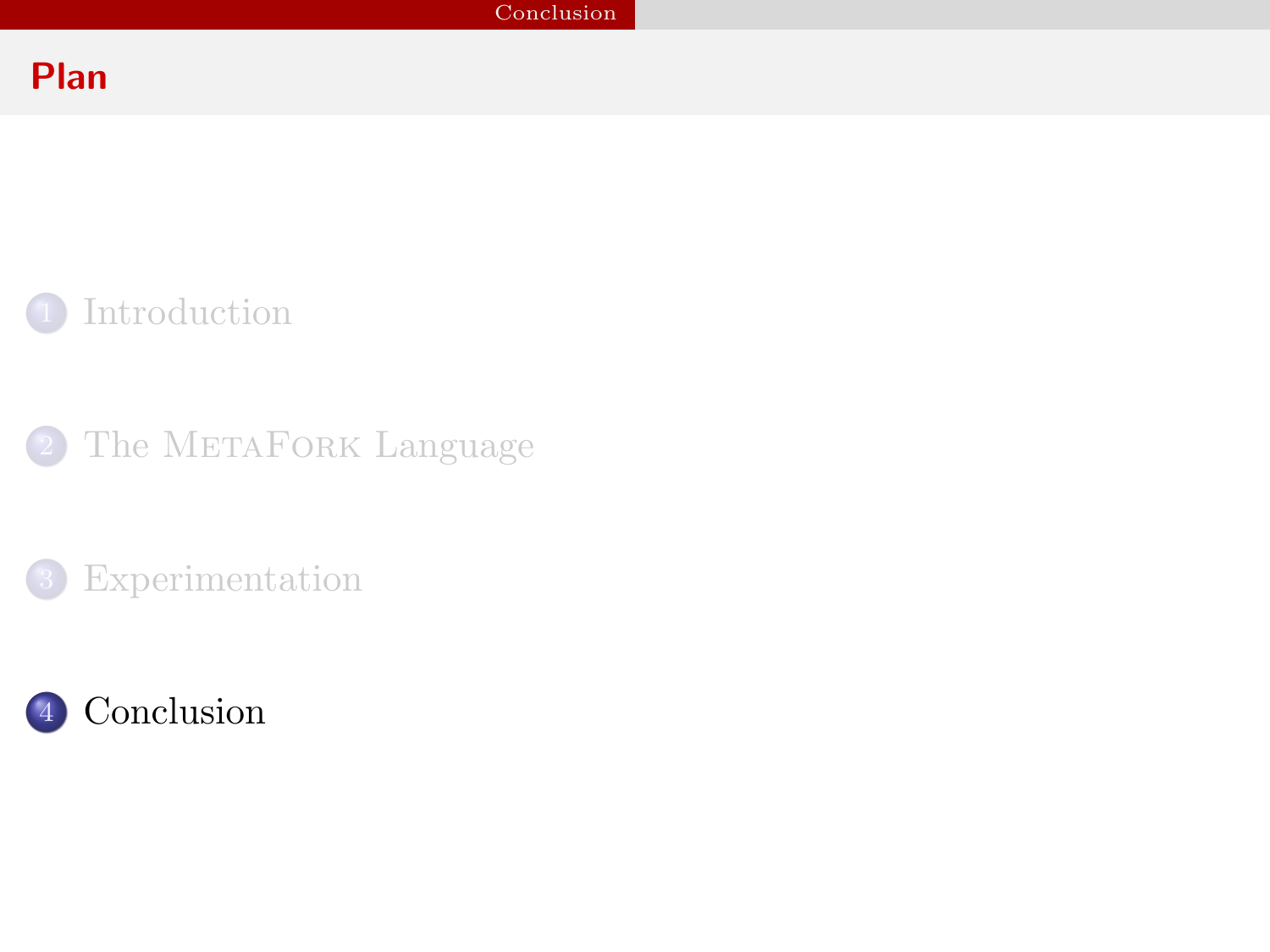## Plan

1. Introduction
2. The MetaFork Language
3. Experimentation
4. Conclusion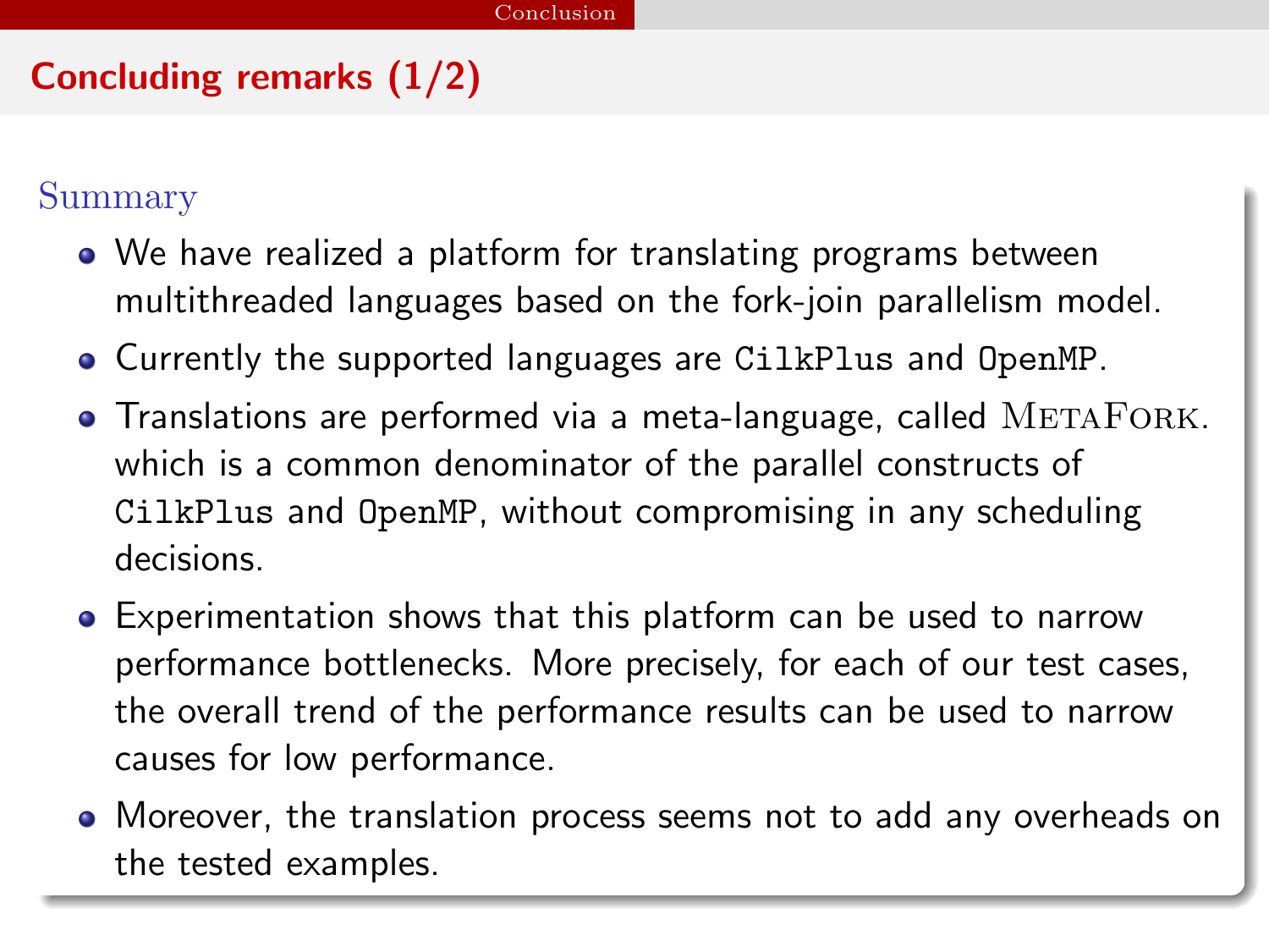## Concluding remarks (1/2)

### Summary

- We have realized a platform for translating programs between multithreaded languages based on the fork-join parallelism model.
- Currently the supported languages are `CilkPlus` and `OpenMP`.
- Translations are performed via a meta-language, called MetaFork. which is a common denominator of the parallel constructs of `CilkPlus` and `OpenMP`, without compromising in any scheduling decisions.
- Experimentation shows that this platform can be used to narrow performance bottlenecks. More precisely, for each of our test cases, the overall trend of the performance results can be used to narrow causes for low performance.
- Moreover, the translation process seems not to add any overheads on the tested examples.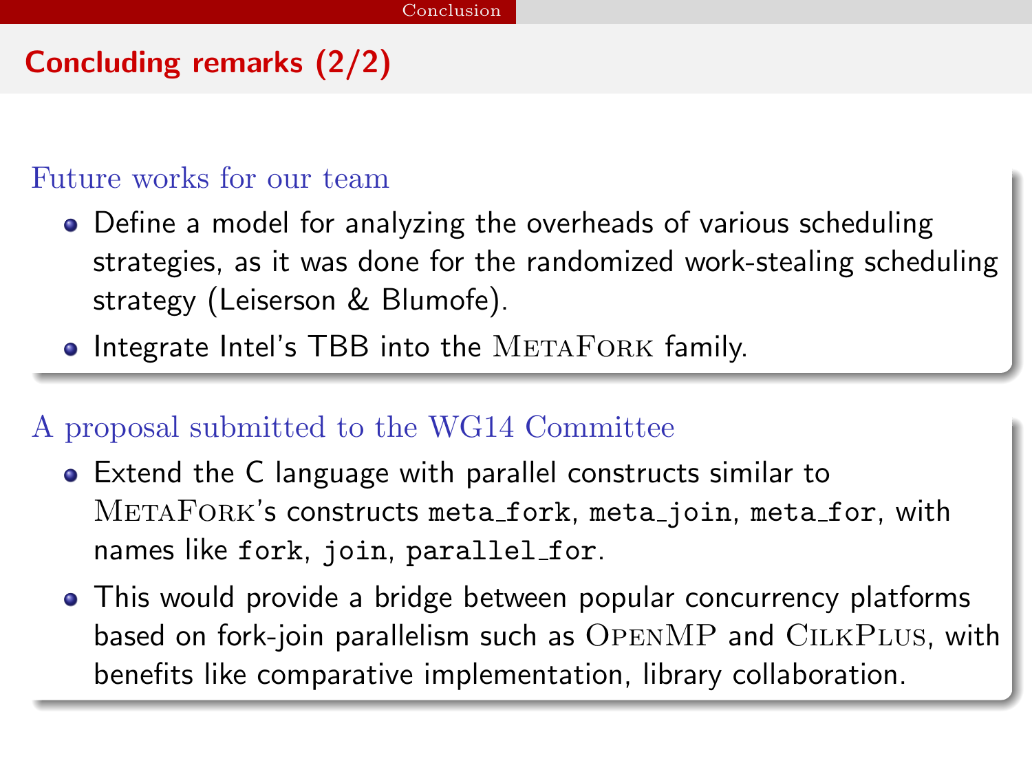# Concluding remarks (2/2)

### Future works for our team

- Define a model for analyzing the overheads of various scheduling strategies, as it was done for the randomized work-stealing scheduling strategy (Leiserson & Blumofe).
- Integrate Intel's TBB into the MetaFork family.

### A proposal submitted to the WG14 Committee

- Extend the C language with parallel constructs similar to MetaFork's constructs `meta_fork`, `meta_join`, `meta_for`, with names like `fork`, `join`, `parallel_for`.
- This would provide a bridge between popular concurrency platforms based on fork-join parallelism such as OpenMP and CilkPlus, with benefits like comparative implementation, library collaboration.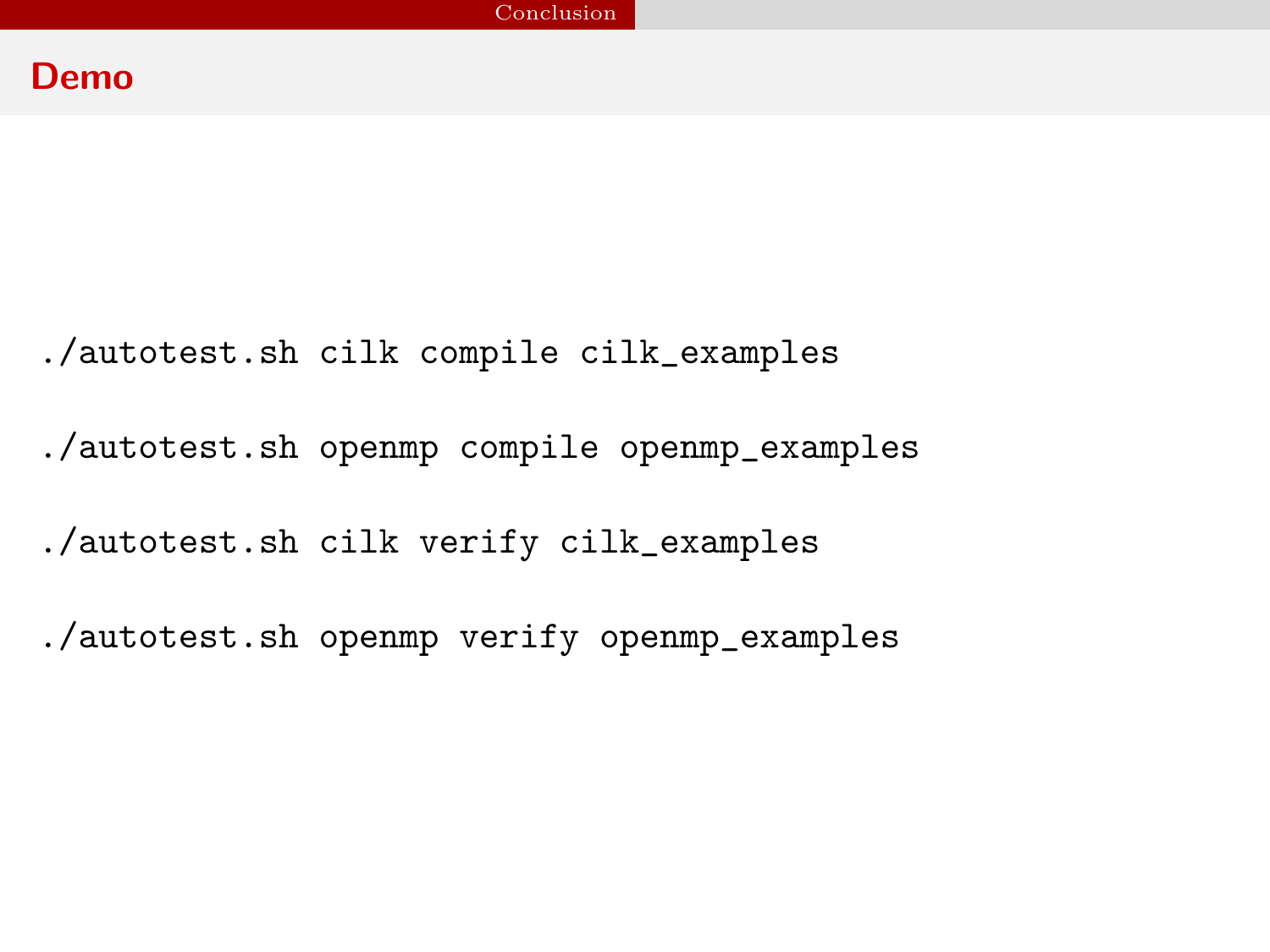## Demo

```
./autotest.sh cilk compile cilk_examples

./autotest.sh openmp compile openmp_examples

./autotest.sh cilk verify cilk_examples

./autotest.sh openmp verify openmp_examples
```